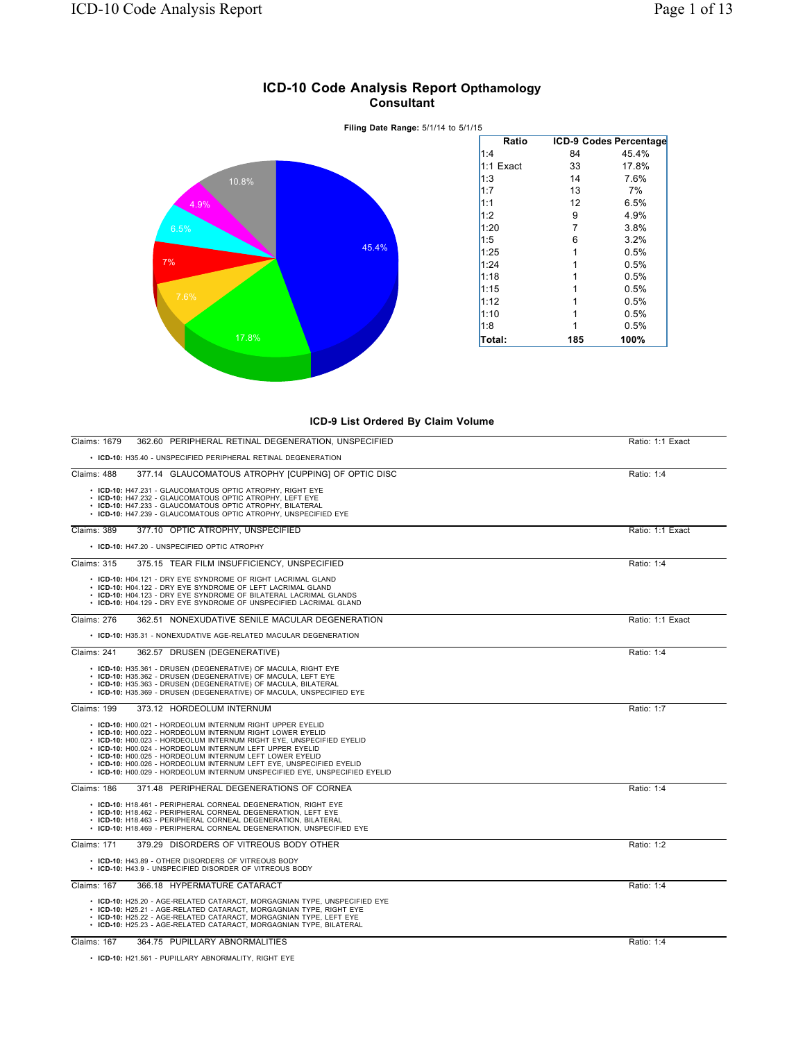# ICD-10 Code Analysis Report Opthamology Consultant

**Filing Date Range:** 5/1/14 to 5/1/15

| Ratio | ICD-9 Codes | Percentage |
|---|---|---|
| 1:4 | 84 | 45.4% |
| 1:1 Exact | 33 | 17.8% |
| 1:3 | 14 | 7.6% |
| 1:7 | 13 | 7% |
| 1:1 | 12 | 6.5% |
| 1:2 | 9 | 4.9% |
| 1:20 | 7 | 3.8% |
| 1:5 | 6 | 3.2% |
| 1:25 | 1 | 0.5% |
| 1:24 | 1 | 0.5% |
| 1:18 | 1 | 0.5% |
| 1:15 | 1 | 0.5% |
| 1:12 | 1 | 0.5% |
| 1:10 | 1 | 0.5% |
| 1:8 | 1 | 0.5% |
| **Total:** | **185** | **100%** |

## ICD-9 List Ordered By Claim Volume

Claims: 1679 — 362.60 PERIPHERAL RETINAL DEGENERATION, UNSPECIFIED — Ratio: 1:1 Exact

- **ICD-10:** H35.40 - UNSPECIFIED PERIPHERAL RETINAL DEGENERATION

Claims: 488 — 377.14 GLAUCOMATOUS ATROPHY [CUPPING] OF OPTIC DISC — Ratio: 1:4

- **ICD-10:** H47.231 - GLAUCOMATOUS OPTIC ATROPHY, RIGHT EYE
- **ICD-10:** H47.232 - GLAUCOMATOUS OPTIC ATROPHY, LEFT EYE
- **ICD-10:** H47.233 - GLAUCOMATOUS OPTIC ATROPHY, BILATERAL
- **ICD-10:** H47.239 - GLAUCOMATOUS OPTIC ATROPHY, UNSPECIFIED EYE

Claims: 389 — 377.10 OPTIC ATROPHY, UNSPECIFIED — Ratio: 1:1 Exact

- **ICD-10:** H47.20 - UNSPECIFIED OPTIC ATROPHY

Claims: 315 — 375.15 TEAR FILM INSUFFICIENCY, UNSPECIFIED — Ratio: 1:4

- **ICD-10:** H04.121 - DRY EYE SYNDROME OF RIGHT LACRIMAL GLAND
- **ICD-10:** H04.122 - DRY EYE SYNDROME OF LEFT LACRIMAL GLAND
- **ICD-10:** H04.123 - DRY EYE SYNDROME OF BILATERAL LACRIMAL GLANDS
- **ICD-10:** H04.129 - DRY EYE SYNDROME OF UNSPECIFIED LACRIMAL GLAND

Claims: 276 — 362.51 NONEXUDATIVE SENILE MACULAR DEGENERATION — Ratio: 1:1 Exact

- **ICD-10:** H35.31 - NONEXUDATIVE AGE-RELATED MACULAR DEGENERATION

Claims: 241 — 362.57 DRUSEN (DEGENERATIVE) — Ratio: 1:4

- **ICD-10:** H35.361 - DRUSEN (DEGENERATIVE) OF MACULA, RIGHT EYE
- **ICD-10:** H35.362 - DRUSEN (DEGENERATIVE) OF MACULA, LEFT EYE
- **ICD-10:** H35.363 - DRUSEN (DEGENERATIVE) OF MACULA, BILATERAL
- **ICD-10:** H35.369 - DRUSEN (DEGENERATIVE) OF MACULA, UNSPECIFIED EYE

Claims: 199 — 373.12 HORDEOLUM INTERNUM — Ratio: 1:7

- **ICD-10:** H00.021 - HORDEOLUM INTERNUM RIGHT UPPER EYELID
- **ICD-10:** H00.022 - HORDEOLUM INTERNUM RIGHT LOWER EYELID
- **ICD-10:** H00.023 - HORDEOLUM INTERNUM RIGHT EYE, UNSPECIFIED EYELID
- **ICD-10:** H00.024 - HORDEOLUM INTERNUM LEFT UPPER EYELID
- **ICD-10:** H00.025 - HORDEOLUM INTERNUM LEFT LOWER EYELID
- **ICD-10:** H00.026 - HORDEOLUM INTERNUM LEFT EYE, UNSPECIFIED EYELID
- **ICD-10:** H00.029 - HORDEOLUM INTERNUM UNSPECIFIED EYE, UNSPECIFIED EYELID

Claims: 186 — 371.48 PERIPHERAL DEGENERATIONS OF CORNEA — Ratio: 1:4

- **ICD-10:** H18.461 - PERIPHERAL CORNEAL DEGENERATION, RIGHT EYE
- **ICD-10:** H18.462 - PERIPHERAL CORNEAL DEGENERATION, LEFT EYE
- **ICD-10:** H18.463 - PERIPHERAL CORNEAL DEGENERATION, BILATERAL
- **ICD-10:** H18.469 - PERIPHERAL CORNEAL DEGENERATION, UNSPECIFIED EYE

Claims: 171 — 379.29 DISORDERS OF VITREOUS BODY OTHER — Ratio: 1:2

- **ICD-10:** H43.89 - OTHER DISORDERS OF VITREOUS BODY
- **ICD-10:** H43.9 - UNSPECIFIED DISORDER OF VITREOUS BODY

Claims: 167 — 366.18 HYPERMATURE CATARACT — Ratio: 1:4

- **ICD-10:** H25.20 - AGE-RELATED CATARACT, MORGAGNIAN TYPE, UNSPECIFIED EYE
- **ICD-10:** H25.21 - AGE-RELATED CATARACT, MORGAGNIAN TYPE, RIGHT EYE
- **ICD-10:** H25.22 - AGE-RELATED CATARACT, MORGAGNIAN TYPE, LEFT EYE
- **ICD-10:** H25.23 - AGE-RELATED CATARACT, MORGAGNIAN TYPE, BILATERAL

Claims: 167 — 364.75 PUPILLARY ABNORMALITIES — Ratio: 1:4

- **ICD-10:** H21.561 - PUPILLARY ABNORMALITY, RIGHT EYE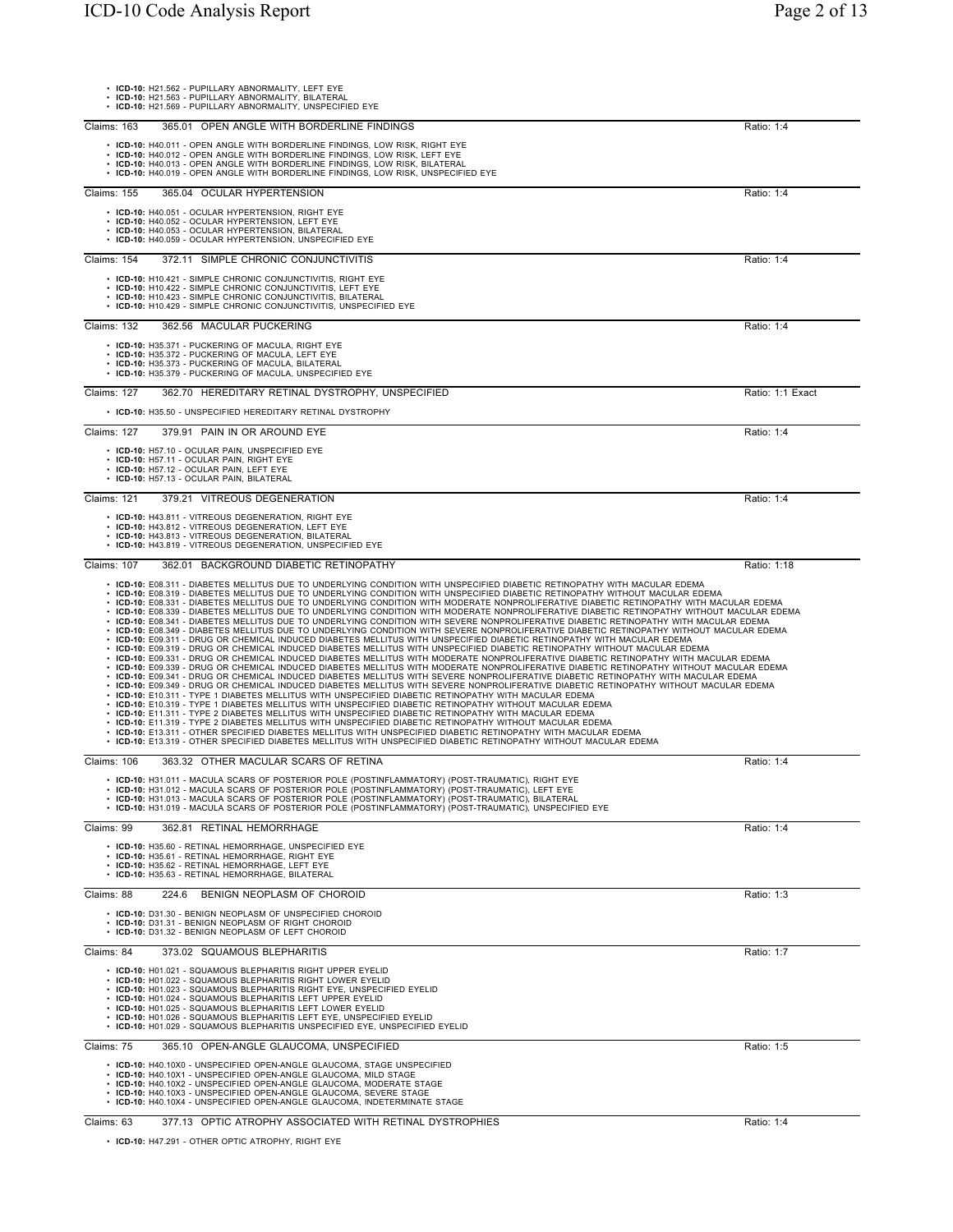- **ICD-10:** H21.562 - PUPILLARY ABNORMALITY, LEFT EYE
- **ICD-10:** H21.563 - PUPILLARY ABNORMALITY, BILATERAL
- **ICD-10:** H21.569 - PUPILLARY ABNORMALITY, UNSPECIFIED EYE

---

Claims: 163 365.01 OPEN ANGLE WITH BORDERLINE FINDINGS Ratio: 1:4

- **ICD-10:** H40.011 - OPEN ANGLE WITH BORDERLINE FINDINGS, LOW RISK, RIGHT EYE
- **ICD-10:** H40.012 - OPEN ANGLE WITH BORDERLINE FINDINGS, LOW RISK, LEFT EYE
- **ICD-10:** H40.013 - OPEN ANGLE WITH BORDERLINE FINDINGS, LOW RISK, BILATERAL
- **ICD-10:** H40.019 - OPEN ANGLE WITH BORDERLINE FINDINGS, LOW RISK, UNSPECIFIED EYE

---

Claims: 155 365.04 OCULAR HYPERTENSION Ratio: 1:4

- **ICD-10:** H40.051 - OCULAR HYPERTENSION, RIGHT EYE
- **ICD-10:** H40.052 - OCULAR HYPERTENSION, LEFT EYE
- **ICD-10:** H40.053 - OCULAR HYPERTENSION, BILATERAL
- **ICD-10:** H40.059 - OCULAR HYPERTENSION, UNSPECIFIED EYE

---

Claims: 154 372.11 SIMPLE CHRONIC CONJUNCTIVITIS Ratio: 1:4

- **ICD-10:** H10.421 - SIMPLE CHRONIC CONJUNCTIVITIS, RIGHT EYE
- **ICD-10:** H10.422 - SIMPLE CHRONIC CONJUNCTIVITIS, LEFT EYE
- **ICD-10:** H10.423 - SIMPLE CHRONIC CONJUNCTIVITIS, BILATERAL
- **ICD-10:** H10.429 - SIMPLE CHRONIC CONJUNCTIVITIS, UNSPECIFIED EYE

---

Claims: 132 362.56 MACULAR PUCKERING Ratio: 1:4

- **ICD-10:** H35.371 - PUCKERING OF MACULA, RIGHT EYE
- **ICD-10:** H35.372 - PUCKERING OF MACULA, LEFT EYE
- **ICD-10:** H35.373 - PUCKERING OF MACULA, BILATERAL
- **ICD-10:** H35.379 - PUCKERING OF MACULA, UNSPECIFIED EYE

---

Claims: 127 362.70 HEREDITARY RETINAL DYSTROPHY, UNSPECIFIED Ratio: 1:1 Exact

- **ICD-10:** H35.50 - UNSPECIFIED HEREDITARY RETINAL DYSTROPHY

---

Claims: 127 379.91 PAIN IN OR AROUND EYE Ratio: 1:4

- **ICD-10:** H57.10 - OCULAR PAIN, UNSPECIFIED EYE
- **ICD-10:** H57.11 - OCULAR PAIN, RIGHT EYE
- **ICD-10:** H57.12 - OCULAR PAIN, LEFT EYE
- **ICD-10:** H57.13 - OCULAR PAIN, BILATERAL

---

Claims: 121 379.21 VITREOUS DEGENERATION Ratio: 1:4

- **ICD-10:** H43.811 - VITREOUS DEGENERATION, RIGHT EYE
- **ICD-10:** H43.812 - VITREOUS DEGENERATION, LEFT EYE
- **ICD-10:** H43.813 - VITREOUS DEGENERATION, BILATERAL
- **ICD-10:** H43.819 - VITREOUS DEGENERATION, UNSPECIFIED EYE

---

Claims: 107 362.01 BACKGROUND DIABETIC RETINOPATHY Ratio: 1:18

- **ICD-10:** E08.311 - DIABETES MELLITUS DUE TO UNDERLYING CONDITION WITH UNSPECIFIED DIABETIC RETINOPATHY WITH MACULAR EDEMA
- **ICD-10:** E08.319 - DIABETES MELLITUS DUE TO UNDERLYING CONDITION WITH UNSPECIFIED DIABETIC RETINOPATHY WITHOUT MACULAR EDEMA
- **ICD-10:** E08.331 - DIABETES MELLITUS DUE TO UNDERLYING CONDITION WITH MODERATE NONPROLIFERATIVE DIABETIC RETINOPATHY WITH MACULAR EDEMA
- **ICD-10:** E08.339 - DIABETES MELLITUS DUE TO UNDERLYING CONDITION WITH MODERATE NONPROLIFERATIVE DIABETIC RETINOPATHY WITHOUT MACULAR EDEMA
- **ICD-10:** E08.341 - DIABETES MELLITUS DUE TO UNDERLYING CONDITION WITH SEVERE NONPROLIFERATIVE DIABETIC RETINOPATHY WITH MACULAR EDEMA
- **ICD-10:** E08.349 - DIABETES MELLITUS DUE TO UNDERLYING CONDITION WITH SEVERE NONPROLIFERATIVE DIABETIC RETINOPATHY WITHOUT MACULAR EDEMA
- **ICD-10:** E09.311 - DRUG OR CHEMICAL INDUCED DIABETES MELLITUS WITH UNSPECIFIED DIABETIC RETINOPATHY WITH MACULAR EDEMA
- **ICD-10:** E09.319 - DRUG OR CHEMICAL INDUCED DIABETES MELLITUS WITH UNSPECIFIED DIABETIC RETINOPATHY WITHOUT MACULAR EDEMA
- **ICD-10:** E09.331 - DRUG OR CHEMICAL INDUCED DIABETES MELLITUS WITH MODERATE NONPROLIFERATIVE DIABETIC RETINOPATHY WITH MACULAR EDEMA
- **ICD-10:** E09.339 - DRUG OR CHEMICAL INDUCED DIABETES MELLITUS WITH MODERATE NONPROLIFERATIVE DIABETIC RETINOPATHY WITHOUT MACULAR EDEMA
- **ICD-10:** E09.341 - DRUG OR CHEMICAL INDUCED DIABETES MELLITUS WITH SEVERE NONPROLIFERATIVE DIABETIC RETINOPATHY WITH MACULAR EDEMA
- **ICD-10:** E09.349 - DRUG OR CHEMICAL INDUCED DIABETES MELLITUS WITH SEVERE NONPROLIFERATIVE DIABETIC RETINOPATHY WITHOUT MACULAR EDEMA
- **ICD-10:** E10.311 - TYPE 1 DIABETES MELLITUS WITH UNSPECIFIED DIABETIC RETINOPATHY WITH MACULAR EDEMA
- **ICD-10:** E10.319 - TYPE 1 DIABETES MELLITUS WITH UNSPECIFIED DIABETIC RETINOPATHY WITHOUT MACULAR EDEMA
- **ICD-10:** E11.311 - TYPE 2 DIABETES MELLITUS WITH UNSPECIFIED DIABETIC RETINOPATHY WITH MACULAR EDEMA
- **ICD-10:** E11.319 - TYPE 2 DIABETES MELLITUS WITH UNSPECIFIED DIABETIC RETINOPATHY WITHOUT MACULAR EDEMA
- **ICD-10:** E13.311 - OTHER SPECIFIED DIABETES MELLITUS WITH UNSPECIFIED DIABETIC RETINOPATHY WITH MACULAR EDEMA
- **ICD-10:** E13.319 - OTHER SPECIFIED DIABETES MELLITUS WITH UNSPECIFIED DIABETIC RETINOPATHY WITHOUT MACULAR EDEMA

---

Claims: 106 363.32 OTHER MACULAR SCARS OF RETINA Ratio: 1:4

- **ICD-10:** H31.011 - MACULA SCARS OF POSTERIOR POLE (POSTINFLAMMATORY) (POST-TRAUMATIC), RIGHT EYE
- **ICD-10:** H31.012 - MACULA SCARS OF POSTERIOR POLE (POSTINFLAMMATORY) (POST-TRAUMATIC), LEFT EYE
- **ICD-10:** H31.013 - MACULA SCARS OF POSTERIOR POLE (POSTINFLAMMATORY) (POST-TRAUMATIC), BILATERAL
- **ICD-10:** H31.019 - MACULA SCARS OF POSTERIOR POLE (POSTINFLAMMATORY) (POST-TRAUMATIC), UNSPECIFIED EYE

---

Claims: 99 362.81 RETINAL HEMORRHAGE Ratio: 1:4

- **ICD-10:** H35.60 - RETINAL HEMORRHAGE, UNSPECIFIED EYE
- **ICD-10:** H35.61 - RETINAL HEMORRHAGE, RIGHT EYE
- **ICD-10:** H35.62 - RETINAL HEMORRHAGE, LEFT EYE
- **ICD-10:** H35.63 - RETINAL HEMORRHAGE, BILATERAL

---

Claims: 88 224.6 BENIGN NEOPLASM OF CHOROID Ratio: 1:3

- **ICD-10:** D31.30 - BENIGN NEOPLASM OF UNSPECIFIED CHOROID
- **ICD-10:** D31.31 - BENIGN NEOPLASM OF RIGHT CHOROID
- **ICD-10:** D31.32 - BENIGN NEOPLASM OF LEFT CHOROID

---

Claims: 84 373.02 SQUAMOUS BLEPHARITIS Ratio: 1:7

- **ICD-10:** H01.021 - SQUAMOUS BLEPHARITIS RIGHT UPPER EYELID
- **ICD-10:** H01.022 - SQUAMOUS BLEPHARITIS RIGHT LOWER EYELID
- **ICD-10:** H01.023 - SQUAMOUS BLEPHARITIS RIGHT EYE, UNSPECIFIED EYELID
- **ICD-10:** H01.024 - SQUAMOUS BLEPHARITIS LEFT UPPER EYELID
- **ICD-10:** H01.025 - SQUAMOUS BLEPHARITIS LEFT LOWER EYELID
- **ICD-10:** H01.026 - SQUAMOUS BLEPHARITIS LEFT EYE, UNSPECIFIED EYELID
- **ICD-10:** H01.029 - SQUAMOUS BLEPHARITIS UNSPECIFIED EYE, UNSPECIFIED EYELID

---

Claims: 75 365.10 OPEN-ANGLE GLAUCOMA, UNSPECIFIED Ratio: 1:5

- **ICD-10:** H40.10X0 - UNSPECIFIED OPEN-ANGLE GLAUCOMA, STAGE UNSPECIFIED
- **ICD-10:** H40.10X1 - UNSPECIFIED OPEN-ANGLE GLAUCOMA, MILD STAGE
- **ICD-10:** H40.10X2 - UNSPECIFIED OPEN-ANGLE GLAUCOMA, MODERATE STAGE
- **ICD-10:** H40.10X3 - UNSPECIFIED OPEN-ANGLE GLAUCOMA, SEVERE STAGE
- **ICD-10:** H40.10X4 - UNSPECIFIED OPEN-ANGLE GLAUCOMA, INDETERMINATE STAGE

---

Claims: 63 377.13 OPTIC ATROPHY ASSOCIATED WITH RETINAL DYSTROPHIES Ratio: 1:4

- **ICD-10:** H47.291 - OTHER OPTIC ATROPHY, RIGHT EYE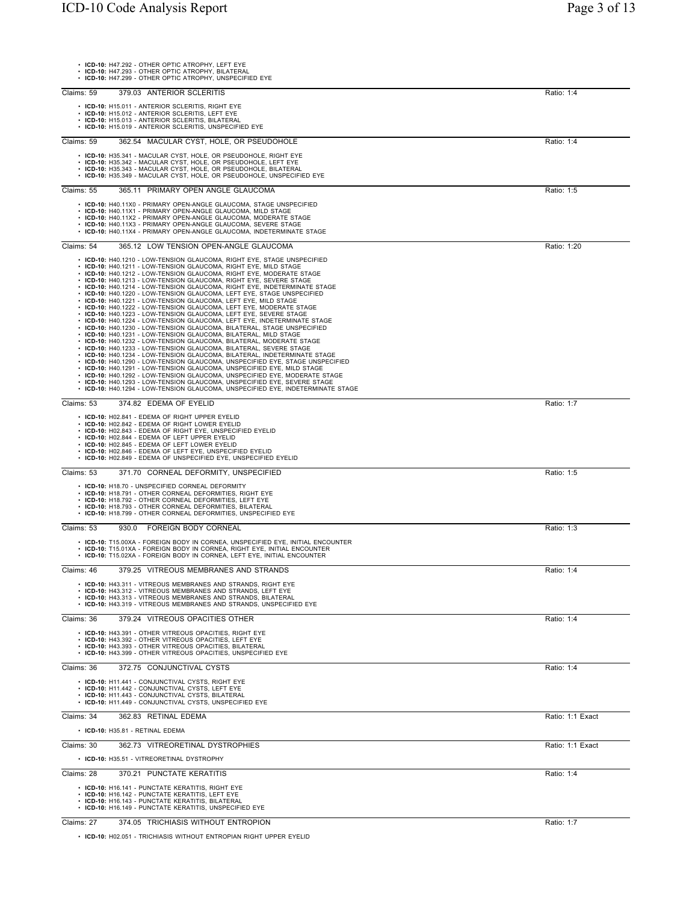- **ICD-10:** H47.292 - OTHER OPTIC ATROPHY, LEFT EYE
- **ICD-10:** H47.293 - OTHER OPTIC ATROPHY, BILATERAL
- **ICD-10:** H47.299 - OTHER OPTIC ATROPHY, UNSPECIFIED EYE

---

Claims: 59 — 379.03 ANTERIOR SCLERITIS — Ratio: 1:4

- **ICD-10:** H15.011 - ANTERIOR SCLERITIS, RIGHT EYE
- **ICD-10:** H15.012 - ANTERIOR SCLERITIS, LEFT EYE
- **ICD-10:** H15.013 - ANTERIOR SCLERITIS, BILATERAL
- **ICD-10:** H15.019 - ANTERIOR SCLERITIS, UNSPECIFIED EYE

---

Claims: 59 — 362.54 MACULAR CYST, HOLE, OR PSEUDOHOLE — Ratio: 1:4

- **ICD-10:** H35.341 - MACULAR CYST, HOLE, OR PSEUDOHOLE, RIGHT EYE
- **ICD-10:** H35.342 - MACULAR CYST, HOLE, OR PSEUDOHOLE, LEFT EYE
- **ICD-10:** H35.343 - MACULAR CYST, HOLE, OR PSEUDOHOLE, BILATERAL
- **ICD-10:** H35.349 - MACULAR CYST, HOLE, OR PSEUDOHOLE, UNSPECIFIED EYE

---

Claims: 55 — 365.11 PRIMARY OPEN ANGLE GLAUCOMA — Ratio: 1:5

- **ICD-10:** H40.11X0 - PRIMARY OPEN-ANGLE GLAUCOMA, STAGE UNSPECIFIED
- **ICD-10:** H40.11X1 - PRIMARY OPEN-ANGLE GLAUCOMA, MILD STAGE
- **ICD-10:** H40.11X2 - PRIMARY OPEN-ANGLE GLAUCOMA, MODERATE STAGE
- **ICD-10:** H40.11X3 - PRIMARY OPEN-ANGLE GLAUCOMA, SEVERE STAGE
- **ICD-10:** H40.11X4 - PRIMARY OPEN-ANGLE GLAUCOMA, INDETERMINATE STAGE

---

Claims: 54 — 365.12 LOW TENSION OPEN-ANGLE GLAUCOMA — Ratio: 1:20

- **ICD-10:** H40.1210 - LOW-TENSION GLAUCOMA, RIGHT EYE, STAGE UNSPECIFIED
- **ICD-10:** H40.1211 - LOW-TENSION GLAUCOMA, RIGHT EYE, MILD STAGE
- **ICD-10:** H40.1212 - LOW-TENSION GLAUCOMA, RIGHT EYE, MODERATE STAGE
- **ICD-10:** H40.1213 - LOW-TENSION GLAUCOMA, RIGHT EYE, SEVERE STAGE
- **ICD-10:** H40.1214 - LOW-TENSION GLAUCOMA, RIGHT EYE, INDETERMINATE STAGE
- **ICD-10:** H40.1220 - LOW-TENSION GLAUCOMA, LEFT EYE, STAGE UNSPECIFIED
- **ICD-10:** H40.1221 - LOW-TENSION GLAUCOMA, LEFT EYE, MILD STAGE
- **ICD-10:** H40.1222 - LOW-TENSION GLAUCOMA, LEFT EYE, MODERATE STAGE
- **ICD-10:** H40.1223 - LOW-TENSION GLAUCOMA, LEFT EYE, SEVERE STAGE
- **ICD-10:** H40.1224 - LOW-TENSION GLAUCOMA, LEFT EYE, INDETERMINATE STAGE
- **ICD-10:** H40.1230 - LOW-TENSION GLAUCOMA, BILATERAL, STAGE UNSPECIFIED
- **ICD-10:** H40.1231 - LOW-TENSION GLAUCOMA, BILATERAL, MILD STAGE
- **ICD-10:** H40.1232 - LOW-TENSION GLAUCOMA, BILATERAL, MODERATE STAGE
- **ICD-10:** H40.1233 - LOW-TENSION GLAUCOMA, BILATERAL, SEVERE STAGE
- **ICD-10:** H40.1234 - LOW-TENSION GLAUCOMA, BILATERAL, INDETERMINATE STAGE
- **ICD-10:** H40.1290 - LOW-TENSION GLAUCOMA, UNSPECIFIED EYE, STAGE UNSPECIFIED
- **ICD-10:** H40.1291 - LOW-TENSION GLAUCOMA, UNSPECIFIED EYE, MILD STAGE
- **ICD-10:** H40.1292 - LOW-TENSION GLAUCOMA, UNSPECIFIED EYE, MODERATE STAGE
- **ICD-10:** H40.1293 - LOW-TENSION GLAUCOMA, UNSPECIFIED EYE, SEVERE STAGE
- **ICD-10:** H40.1294 - LOW-TENSION GLAUCOMA, UNSPECIFIED EYE, INDETERMINATE STAGE

---

Claims: 53 — 374.82 EDEMA OF EYELID — Ratio: 1:7

- **ICD-10:** H02.841 - EDEMA OF RIGHT UPPER EYELID
- **ICD-10:** H02.842 - EDEMA OF RIGHT LOWER EYELID
- **ICD-10:** H02.843 - EDEMA OF RIGHT EYE, UNSPECIFIED EYELID
- **ICD-10:** H02.844 - EDEMA OF LEFT UPPER EYELID
- **ICD-10:** H02.845 - EDEMA OF LEFT LOWER EYELID
- **ICD-10:** H02.846 - EDEMA OF LEFT EYE, UNSPECIFIED EYELID
- **ICD-10:** H02.849 - EDEMA OF UNSPECIFIED EYE, UNSPECIFIED EYELID

---

Claims: 53 — 371.70 CORNEAL DEFORMITY, UNSPECIFIED — Ratio: 1:5

- **ICD-10:** H18.70 - UNSPECIFIED CORNEAL DEFORMITY
- **ICD-10:** H18.791 - OTHER CORNEAL DEFORMITIES, RIGHT EYE
- **ICD-10:** H18.792 - OTHER CORNEAL DEFORMITIES, LEFT EYE
- **ICD-10:** H18.793 - OTHER CORNEAL DEFORMITIES, BILATERAL
- **ICD-10:** H18.799 - OTHER CORNEAL DEFORMITIES, UNSPECIFIED EYE

---

Claims: 53 — 930.0 FOREIGN BODY CORNEAL — Ratio: 1:3

- **ICD-10:** T15.00XA - FOREIGN BODY IN CORNEA, UNSPECIFIED EYE, INITIAL ENCOUNTER
- **ICD-10:** T15.01XA - FOREIGN BODY IN CORNEA, RIGHT EYE, INITIAL ENCOUNTER
- **ICD-10:** T15.02XA - FOREIGN BODY IN CORNEA, LEFT EYE, INITIAL ENCOUNTER

---

Claims: 46 — 379.25 VITREOUS MEMBRANES AND STRANDS — Ratio: 1:4

- **ICD-10:** H43.311 - VITREOUS MEMBRANES AND STRANDS, RIGHT EYE
- **ICD-10:** H43.312 - VITREOUS MEMBRANES AND STRANDS, LEFT EYE
- **ICD-10:** H43.313 - VITREOUS MEMBRANES AND STRANDS, BILATERAL
- **ICD-10:** H43.319 - VITREOUS MEMBRANES AND STRANDS, UNSPECIFIED EYE

---

Claims: 36 — 379.24 VITREOUS OPACITIES OTHER — Ratio: 1:4

- **ICD-10:** H43.391 - OTHER VITREOUS OPACITIES, RIGHT EYE
- **ICD-10:** H43.392 - OTHER VITREOUS OPACITIES, LEFT EYE
- **ICD-10:** H43.393 - OTHER VITREOUS OPACITIES, BILATERAL
- **ICD-10:** H43.399 - OTHER VITREOUS OPACITIES, UNSPECIFIED EYE

---

Claims: 36 — 372.75 CONJUNCTIVAL CYSTS — Ratio: 1:4

- **ICD-10:** H11.441 - CONJUNCTIVAL CYSTS, RIGHT EYE
- **ICD-10:** H11.442 - CONJUNCTIVAL CYSTS, LEFT EYE
- **ICD-10:** H11.443 - CONJUNCTIVAL CYSTS, BILATERAL
- **ICD-10:** H11.449 - CONJUNCTIVAL CYSTS, UNSPECIFIED EYE

---

Claims: 34 — 362.83 RETINAL EDEMA — Ratio: 1:1 Exact

- **ICD-10:** H35.81 - RETINAL EDEMA

---

Claims: 30 — 362.73 VITREORETINAL DYSTROPHIES — Ratio: 1:1 Exact

- **ICD-10:** H35.51 - VITREORETINAL DYSTROPHY

---

Claims: 28 — 370.21 PUNCTATE KERATITIS — Ratio: 1:4

- **ICD-10:** H16.141 - PUNCTATE KERATITIS, RIGHT EYE
- **ICD-10:** H16.142 - PUNCTATE KERATITIS, LEFT EYE
- **ICD-10:** H16.143 - PUNCTATE KERATITIS, BILATERAL
- **ICD-10:** H16.149 - PUNCTATE KERATITIS, UNSPECIFIED EYE

---

Claims: 27 — 374.05 TRICHIASIS WITHOUT ENTROPION — Ratio: 1:7

- **ICD-10:** H02.051 - TRICHIASIS WITHOUT ENTROPIAN RIGHT UPPER EYELID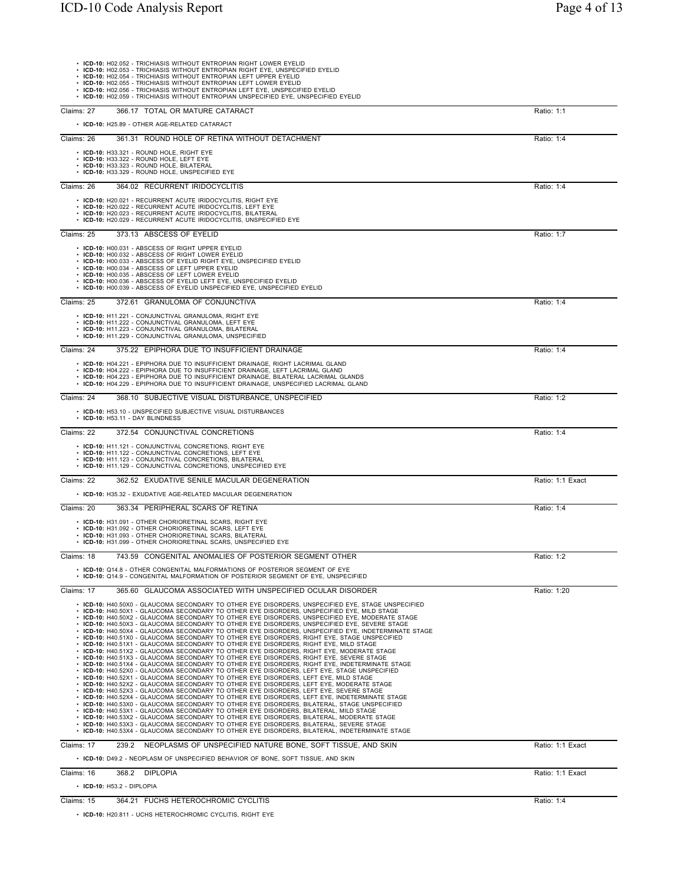- **ICD-10:** H02.052 - TRICHIASIS WITHOUT ENTROPIAN RIGHT LOWER EYELID
- **ICD-10:** H02.053 - TRICHIASIS WITHOUT ENTROPIAN RIGHT EYE, UNSPECIFIED EYELID
- **ICD-10:** H02.054 - TRICHIASIS WITHOUT ENTROPIAN LEFT UPPER EYELID
- **ICD-10:** H02.055 - TRICHIASIS WITHOUT ENTROPIAN LEFT LOWER EYELID
- **ICD-10:** H02.056 - TRICHIASIS WITHOUT ENTROPIAN LEFT EYE, UNSPECIFIED EYELID
- **ICD-10:** H02.059 - TRICHIASIS WITHOUT ENTROPIAN UNSPECIFIED EYE, UNSPECIFIED EYELID

---

Claims: 27 — 366.17 TOTAL OR MATURE CATARACT — Ratio: 1:1

- **ICD-10:** H25.89 - OTHER AGE-RELATED CATARACT

---

Claims: 26 — 361.31 ROUND HOLE OF RETINA WITHOUT DETACHMENT — Ratio: 1:4

- **ICD-10:** H33.321 - ROUND HOLE, RIGHT EYE
- **ICD-10:** H33.322 - ROUND HOLE, LEFT EYE
- **ICD-10:** H33.323 - ROUND HOLE, BILATERAL
- **ICD-10:** H33.329 - ROUND HOLE, UNSPECIFIED EYE

---

Claims: 26 — 364.02 RECURRENT IRIDOCYCLITIS — Ratio: 1:4

- **ICD-10:** H20.021 - RECURRENT ACUTE IRIDOCYCLITIS, RIGHT EYE
- **ICD-10:** H20.022 - RECURRENT ACUTE IRIDOCYCLITIS, LEFT EYE
- **ICD-10:** H20.023 - RECURRENT ACUTE IRIDOCYCLITIS, BILATERAL
- **ICD-10:** H20.029 - RECURRENT ACUTE IRIDOCYCLITIS, UNSPECIFIED EYE

---

Claims: 25 — 373.13 ABSCESS OF EYELID — Ratio: 1:7

- **ICD-10:** H00.031 - ABSCESS OF RIGHT UPPER EYELID
- **ICD-10:** H00.032 - ABSCESS OF RIGHT LOWER EYELID
- **ICD-10:** H00.033 - ABSCESS OF EYELID RIGHT EYE, UNSPECIFIED EYELID
- **ICD-10:** H00.034 - ABSCESS OF LEFT UPPER EYELID
- **ICD-10:** H00.035 - ABSCESS OF LEFT LOWER EYELID
- **ICD-10:** H00.036 - ABSCESS OF EYELID LEFT EYE, UNSPECIFIED EYELID
- **ICD-10:** H00.039 - ABSCESS OF EYELID UNSPECIFIED EYE, UNSPECIFIED EYELID

---

Claims: 25 — 372.61 GRANULOMA OF CONJUNCTIVA — Ratio: 1:4

- **ICD-10:** H11.221 - CONJUNCTIVAL GRANULOMA, RIGHT EYE
- **ICD-10:** H11.222 - CONJUNCTIVAL GRANULOMA, LEFT EYE
- **ICD-10:** H11.223 - CONJUNCTIVAL GRANULOMA, BILATERAL
- **ICD-10:** H11.229 - CONJUNCTIVAL GRANULOMA, UNSPECIFIED

---

Claims: 24 — 375.22 EPIPHORA DUE TO INSUFFICIENT DRAINAGE — Ratio: 1:4

- **ICD-10:** H04.221 - EPIPHORA DUE TO INSUFFICIENT DRAINAGE, RIGHT LACRIMAL GLAND
- **ICD-10:** H04.222 - EPIPHORA DUE TO INSUFFICIENT DRAINAGE, LEFT LACRIMAL GLAND
- **ICD-10:** H04.223 - EPIPHORA DUE TO INSUFFICIENT DRAINAGE, BILATERAL LACRIMAL GLANDS
- **ICD-10:** H04.229 - EPIPHORA DUE TO INSUFFICIENT DRAINAGE, UNSPECIFIED LACRIMAL GLAND

---

Claims: 24 — 368.10 SUBJECTIVE VISUAL DISTURBANCE, UNSPECIFIED — Ratio: 1:2

- **ICD-10:** H53.10 - UNSPECIFIED SUBJECTIVE VISUAL DISTURBANCES
- **ICD-10:** H53.11 - DAY BLINDNESS

---

Claims: 22 — 372.54 CONJUNCTIVAL CONCRETIONS — Ratio: 1:4

- **ICD-10:** H11.121 - CONJUNCTIVAL CONCRETIONS, RIGHT EYE
- **ICD-10:** H11.122 - CONJUNCTIVAL CONCRETIONS, LEFT EYE
- **ICD-10:** H11.123 - CONJUNCTIVAL CONCRETIONS, BILATERAL
- **ICD-10:** H11.129 - CONJUNCTIVAL CONCRETIONS, UNSPECIFIED EYE

---

Claims: 22 — 362.52 EXUDATIVE SENILE MACULAR DEGENERATION — Ratio: 1:1 Exact

- **ICD-10:** H35.32 - EXUDATIVE AGE-RELATED MACULAR DEGENERATION

---

Claims: 20 — 363.34 PERIPHERAL SCARS OF RETINA — Ratio: 1:4

- **ICD-10:** H31.091 - OTHER CHORIORETINAL SCARS, RIGHT EYE
- **ICD-10:** H31.092 - OTHER CHORIORETINAL SCARS, LEFT EYE
- **ICD-10:** H31.093 - OTHER CHORIORETINAL SCARS, BILATERAL
- **ICD-10:** H31.099 - OTHER CHORIORETINAL SCARS, UNSPECIFIED EYE

---

Claims: 18 — 743.59 CONGENITAL ANOMALIES OF POSTERIOR SEGMENT OTHER — Ratio: 1:2

- **ICD-10:** Q14.8 - OTHER CONGENITAL MALFORMATIONS OF POSTERIOR SEGMENT OF EYE
- **ICD-10:** Q14.9 - CONGENITAL MALFORMATION OF POSTERIOR SEGMENT OF EYE, UNSPECIFIED

---

Claims: 17 — 365.60 GLAUCOMA ASSOCIATED WITH UNSPECIFIED OCULAR DISORDER — Ratio: 1:20

- **ICD-10:** H40.50X0 - GLAUCOMA SECONDARY TO OTHER EYE DISORDERS, UNSPECIFIED EYE, STAGE UNSPECIFIED
- **ICD-10:** H40.50X1 - GLAUCOMA SECONDARY TO OTHER EYE DISORDERS, UNSPECIFIED EYE, MILD STAGE
- **ICD-10:** H40.50X2 - GLAUCOMA SECONDARY TO OTHER EYE DISORDERS, UNSPECIFIED EYE, MODERATE STAGE
- **ICD-10:** H40.50X3 - GLAUCOMA SECONDARY TO OTHER EYE DISORDERS, UNSPECIFIED EYE, SEVERE STAGE
- **ICD-10:** H40.50X4 - GLAUCOMA SECONDARY TO OTHER EYE DISORDERS, UNSPECIFIED EYE, INDETERMINATE STAGE
- **ICD-10:** H40.51X0 - GLAUCOMA SECONDARY TO OTHER EYE DISORDERS, RIGHT EYE, STAGE UNSPECIFIED
- **ICD-10:** H40.51X1 - GLAUCOMA SECONDARY TO OTHER EYE DISORDERS, RIGHT EYE, MILD STAGE
- **ICD-10:** H40.51X2 - GLAUCOMA SECONDARY TO OTHER EYE DISORDERS, RIGHT EYE, MODERATE STAGE
- **ICD-10:** H40.51X3 - GLAUCOMA SECONDARY TO OTHER EYE DISORDERS, RIGHT EYE, SEVERE STAGE
- **ICD-10:** H40.51X4 - GLAUCOMA SECONDARY TO OTHER EYE DISORDERS, RIGHT EYE, INDETERMINATE STAGE
- **ICD-10:** H40.52X0 - GLAUCOMA SECONDARY TO OTHER EYE DISORDERS, LEFT EYE, STAGE UNSPECIFIED
- **ICD-10:** H40.52X1 - GLAUCOMA SECONDARY TO OTHER EYE DISORDERS, LEFT EYE, MILD STAGE
- **ICD-10:** H40.52X2 - GLAUCOMA SECONDARY TO OTHER EYE DISORDERS, LEFT EYE, MODERATE STAGE
- **ICD-10:** H40.52X3 - GLAUCOMA SECONDARY TO OTHER EYE DISORDERS, LEFT EYE, SEVERE STAGE
- **ICD-10:** H40.52X4 - GLAUCOMA SECONDARY TO OTHER EYE DISORDERS, LEFT EYE, INDETERMINATE STAGE
- **ICD-10:** H40.53X0 - GLAUCOMA SECONDARY TO OTHER EYE DISORDERS, BILATERAL, STAGE UNSPECIFIED
- **ICD-10:** H40.53X1 - GLAUCOMA SECONDARY TO OTHER EYE DISORDERS, BILATERAL, MILD STAGE
- **ICD-10:** H40.53X2 - GLAUCOMA SECONDARY TO OTHER EYE DISORDERS, BILATERAL, MODERATE STAGE
- **ICD-10:** H40.53X3 - GLAUCOMA SECONDARY TO OTHER EYE DISORDERS, BILATERAL, SEVERE STAGE
- **ICD-10:** H40.53X4 - GLAUCOMA SECONDARY TO OTHER EYE DISORDERS, BILATERAL, INDETERMINATE STAGE

---

Claims: 17 — 239.2 NEOPLASMS OF UNSPECIFIED NATURE BONE, SOFT TISSUE, AND SKIN — Ratio: 1:1 Exact

- **ICD-10:** D49.2 - NEOPLASM OF UNSPECIFIED BEHAVIOR OF BONE, SOFT TISSUE, AND SKIN

---

Claims: 16 — 368.2 DIPLOPIA — Ratio: 1:1 Exact

- **ICD-10:** H53.2 - DIPLOPIA

---

Claims: 15 — 364.21 FUCHS HETEROCHROMIC CYCLITIS — Ratio: 1:4

- **ICD-10:** H20.811 - UCHS HETEROCHROMIC CYCLITIS, RIGHT EYE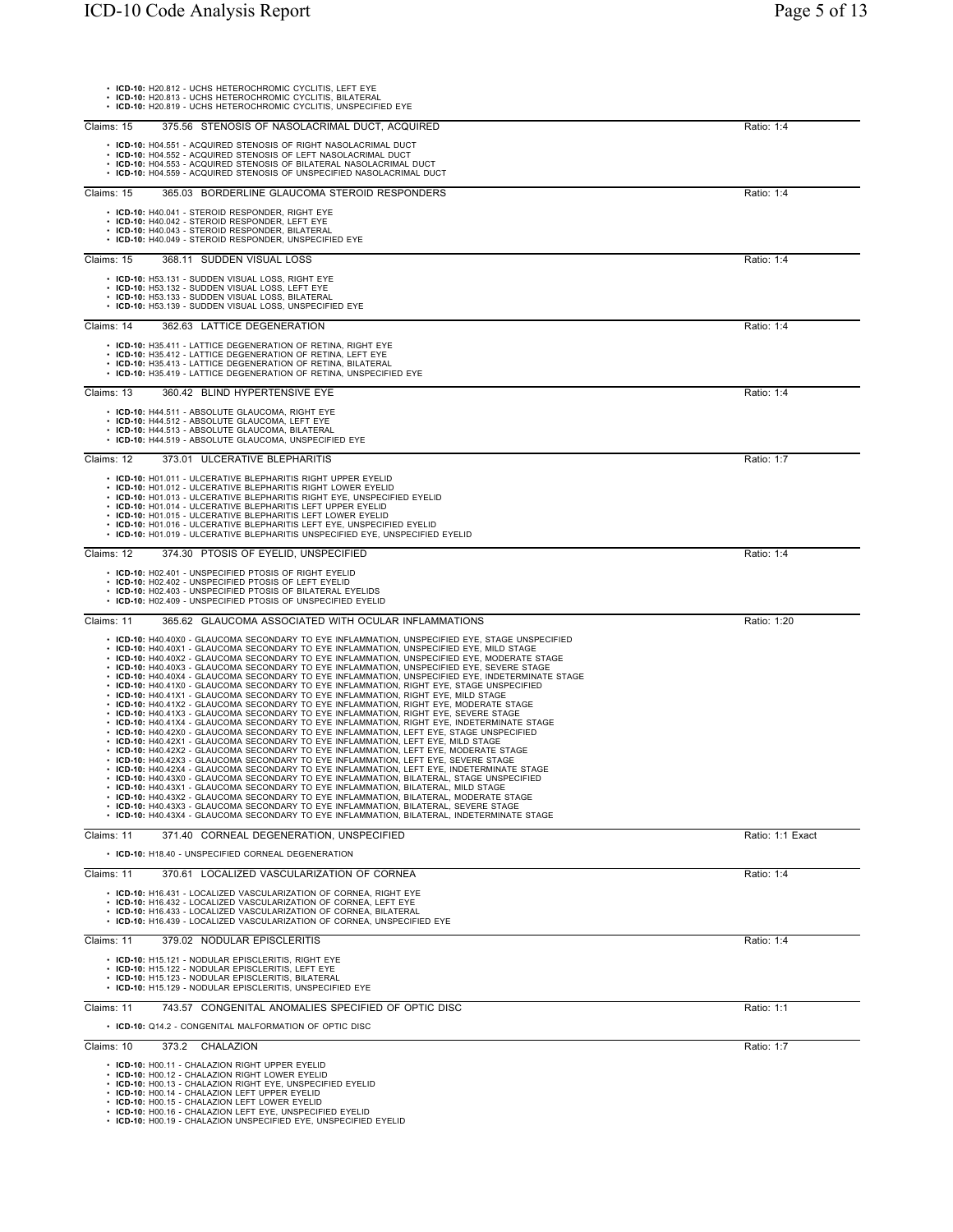- **ICD-10:** H20.812 - UCHS HETEROCHROMIC CYCLITIS, LEFT EYE
- **ICD-10:** H20.813 - UCHS HETEROCHROMIC CYCLITIS, BILATERAL
- **ICD-10:** H20.819 - UCHS HETEROCHROMIC CYCLITIS, UNSPECIFIED EYE

---

Claims: 15 375.56 STENOSIS OF NASOLACRIMAL DUCT, ACQUIRED — Ratio: 1:4

- **ICD-10:** H04.551 - ACQUIRED STENOSIS OF RIGHT NASOLACRIMAL DUCT
- **ICD-10:** H04.552 - ACQUIRED STENOSIS OF LEFT NASOLACRIMAL DUCT
- **ICD-10:** H04.553 - ACQUIRED STENOSIS OF BILATERAL NASOLACRIMAL DUCT
- **ICD-10:** H04.559 - ACQUIRED STENOSIS OF UNSPECIFIED NASOLACRIMAL DUCT

---

Claims: 15 365.03 BORDERLINE GLAUCOMA STEROID RESPONDERS — Ratio: 1:4

- **ICD-10:** H40.041 - STEROID RESPONDER, RIGHT EYE
- **ICD-10:** H40.042 - STEROID RESPONDER, LEFT EYE
- **ICD-10:** H40.043 - STEROID RESPONDER, BILATERAL
- **ICD-10:** H40.049 - STEROID RESPONDER, UNSPECIFIED EYE

---

Claims: 15 368.11 SUDDEN VISUAL LOSS — Ratio: 1:4

- **ICD-10:** H53.131 - SUDDEN VISUAL LOSS, RIGHT EYE
- **ICD-10:** H53.132 - SUDDEN VISUAL LOSS, LEFT EYE
- **ICD-10:** H53.133 - SUDDEN VISUAL LOSS, BILATERAL
- **ICD-10:** H53.139 - SUDDEN VISUAL LOSS, UNSPECIFIED EYE

---

Claims: 14 362.63 LATTICE DEGENERATION — Ratio: 1:4

- **ICD-10:** H35.411 - LATTICE DEGENERATION OF RETINA, RIGHT EYE
- **ICD-10:** H35.412 - LATTICE DEGENERATION OF RETINA, LEFT EYE
- **ICD-10:** H35.413 - LATTICE DEGENERATION OF RETINA, BILATERAL
- **ICD-10:** H35.419 - LATTICE DEGENERATION OF RETINA, UNSPECIFIED EYE

---

Claims: 13 360.42 BLIND HYPERTENSIVE EYE — Ratio: 1:4

- **ICD-10:** H44.511 - ABSOLUTE GLAUCOMA, RIGHT EYE
- **ICD-10:** H44.512 - ABSOLUTE GLAUCOMA, LEFT EYE
- **ICD-10:** H44.513 - ABSOLUTE GLAUCOMA, BILATERAL
- **ICD-10:** H44.519 - ABSOLUTE GLAUCOMA, UNSPECIFIED EYE

---

Claims: 12 373.01 ULCERATIVE BLEPHARITIS — Ratio: 1:7

- **ICD-10:** H01.011 - ULCERATIVE BLEPHARITIS RIGHT UPPER EYELID
- **ICD-10:** H01.012 - ULCERATIVE BLEPHARITIS RIGHT LOWER EYELID
- **ICD-10:** H01.013 - ULCERATIVE BLEPHARITIS RIGHT EYE, UNSPECIFIED EYELID
- **ICD-10:** H01.014 - ULCERATIVE BLEPHARITIS LEFT UPPER EYELID
- **ICD-10:** H01.015 - ULCERATIVE BLEPHARITIS LEFT LOWER EYELID
- **ICD-10:** H01.016 - ULCERATIVE BLEPHARITIS LEFT EYE, UNSPECIFIED EYELID
- **ICD-10:** H01.019 - ULCERATIVE BLEPHARITIS UNSPECIFIED EYE, UNSPECIFIED EYELID

---

Claims: 12 374.30 PTOSIS OF EYELID, UNSPECIFIED — Ratio: 1:4

- **ICD-10:** H02.401 - UNSPECIFIED PTOSIS OF RIGHT EYELID
- **ICD-10:** H02.402 - UNSPECIFIED PTOSIS OF LEFT EYELID
- **ICD-10:** H02.403 - UNSPECIFIED PTOSIS OF BILATERAL EYELIDS
- **ICD-10:** H02.409 - UNSPECIFIED PTOSIS OF UNSPECIFIED EYELID

---

Claims: 11 365.62 GLAUCOMA ASSOCIATED WITH OCULAR INFLAMMATIONS — Ratio: 1:20

- **ICD-10:** H40.40X0 - GLAUCOMA SECONDARY TO EYE INFLAMMATION, UNSPECIFIED EYE, STAGE UNSPECIFIED
- **ICD-10:** H40.40X1 - GLAUCOMA SECONDARY TO EYE INFLAMMATION, UNSPECIFIED EYE, MILD STAGE
- **ICD-10:** H40.40X2 - GLAUCOMA SECONDARY TO EYE INFLAMMATION, UNSPECIFIED EYE, MODERATE STAGE
- **ICD-10:** H40.40X3 - GLAUCOMA SECONDARY TO EYE INFLAMMATION, UNSPECIFIED EYE, SEVERE STAGE
- **ICD-10:** H40.40X4 - GLAUCOMA SECONDARY TO EYE INFLAMMATION, UNSPECIFIED EYE, INDETERMINATE STAGE
- **ICD-10:** H40.41X0 - GLAUCOMA SECONDARY TO EYE INFLAMMATION, RIGHT EYE, STAGE UNSPECIFIED
- **ICD-10:** H40.41X1 - GLAUCOMA SECONDARY TO EYE INFLAMMATION, RIGHT EYE, MILD STAGE
- **ICD-10:** H40.41X2 - GLAUCOMA SECONDARY TO EYE INFLAMMATION, RIGHT EYE, MODERATE STAGE
- **ICD-10:** H40.41X3 - GLAUCOMA SECONDARY TO EYE INFLAMMATION, RIGHT EYE, SEVERE STAGE
- **ICD-10:** H40.41X4 - GLAUCOMA SECONDARY TO EYE INFLAMMATION, RIGHT EYE, INDETERMINATE STAGE
- **ICD-10:** H40.42X0 - GLAUCOMA SECONDARY TO EYE INFLAMMATION, LEFT EYE, STAGE UNSPECIFIED
- **ICD-10:** H40.42X1 - GLAUCOMA SECONDARY TO EYE INFLAMMATION, LEFT EYE, MILD STAGE
- **ICD-10:** H40.42X2 - GLAUCOMA SECONDARY TO EYE INFLAMMATION, LEFT EYE, MODERATE STAGE
- **ICD-10:** H40.42X3 - GLAUCOMA SECONDARY TO EYE INFLAMMATION, LEFT EYE, SEVERE STAGE
- **ICD-10:** H40.42X4 - GLAUCOMA SECONDARY TO EYE INFLAMMATION, LEFT EYE, INDETERMINATE STAGE
- **ICD-10:** H40.43X0 - GLAUCOMA SECONDARY TO EYE INFLAMMATION, BILATERAL, STAGE UNSPECIFIED
- **ICD-10:** H40.43X1 - GLAUCOMA SECONDARY TO EYE INFLAMMATION, BILATERAL, MILD STAGE
- **ICD-10:** H40.43X2 - GLAUCOMA SECONDARY TO EYE INFLAMMATION, BILATERAL, MODERATE STAGE
- **ICD-10:** H40.43X3 - GLAUCOMA SECONDARY TO EYE INFLAMMATION, BILATERAL, SEVERE STAGE
- **ICD-10:** H40.43X4 - GLAUCOMA SECONDARY TO EYE INFLAMMATION, BILATERAL, INDETERMINATE STAGE

---

Claims: 11 371.40 CORNEAL DEGENERATION, UNSPECIFIED — Ratio: 1:1 Exact

- **ICD-10:** H18.40 - UNSPECIFIED CORNEAL DEGENERATION

---

Claims: 11 370.61 LOCALIZED VASCULARIZATION OF CORNEA — Ratio: 1:4

- **ICD-10:** H16.431 - LOCALIZED VASCULARIZATION OF CORNEA, RIGHT EYE
- **ICD-10:** H16.432 - LOCALIZED VASCULARIZATION OF CORNEA, LEFT EYE
- **ICD-10:** H16.433 - LOCALIZED VASCULARIZATION OF CORNEA, BILATERAL
- **ICD-10:** H16.439 - LOCALIZED VASCULARIZATION OF CORNEA, UNSPECIFIED EYE

---

Claims: 11 379.02 NODULAR EPISCLERITIS — Ratio: 1:4

- **ICD-10:** H15.121 - NODULAR EPISCLERITIS, RIGHT EYE
- **ICD-10:** H15.122 - NODULAR EPISCLERITIS, LEFT EYE
- **ICD-10:** H15.123 - NODULAR EPISCLERITIS, BILATERAL
- **ICD-10:** H15.129 - NODULAR EPISCLERITIS, UNSPECIFIED EYE

---

Claims: 11 743.57 CONGENITAL ANOMALIES SPECIFIED OF OPTIC DISC — Ratio: 1:1

- **ICD-10:** Q14.2 - CONGENITAL MALFORMATION OF OPTIC DISC

---

Claims: 10 373.2 CHALAZION — Ratio: 1:7

- **ICD-10:** H00.11 - CHALAZION RIGHT UPPER EYELID
- **ICD-10:** H00.12 - CHALAZION RIGHT LOWER EYELID
- **ICD-10:** H00.13 - CHALAZION RIGHT EYE, UNSPECIFIED EYELID
- **ICD-10:** H00.14 - CHALAZION LEFT UPPER EYELID
- **ICD-10:** H00.15 - CHALAZION LEFT LOWER EYELID
- **ICD-10:** H00.16 - CHALAZION LEFT EYE, UNSPECIFIED EYELID
- **ICD-10:** H00.19 - CHALAZION UNSPECIFIED EYE, UNSPECIFIED EYELID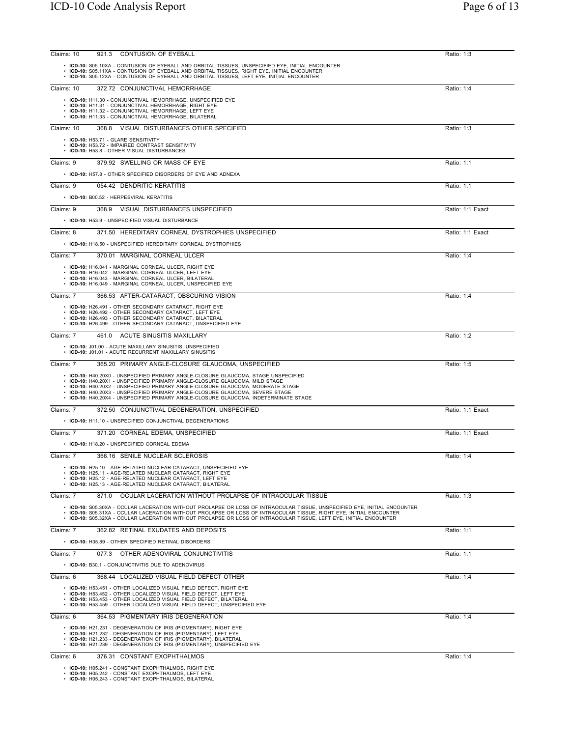Claims: 10 921.3 CONTUSION OF EYEBALL — Ratio: 1:3

- **ICD-10:** S05.10XA - CONTUSION OF EYEBALL AND ORBITAL TISSUES, UNSPECIFIED EYE, INITIAL ENCOUNTER
- **ICD-10:** S05.11XA - CONTUSION OF EYEBALL AND ORBITAL TISSUES, RIGHT EYE, INITIAL ENCOUNTER
- **ICD-10:** S05.12XA - CONTUSION OF EYEBALL AND ORBITAL TISSUES, LEFT EYE, INITIAL ENCOUNTER

Claims: 10 372.72 CONJUNCTIVAL HEMORRHAGE — Ratio: 1:4

- **ICD-10:** H11.30 - CONJUNCTIVAL HEMORRHAGE, UNSPECIFIED EYE
- **ICD-10:** H11.31 - CONJUNCTIVAL HEMORRHAGE, RIGHT EYE
- **ICD-10:** H11.32 - CONJUNCTIVAL HEMORRHAGE, LEFT EYE
- **ICD-10:** H11.33 - CONJUNCTIVAL HEMORRHAGE, BILATERAL

Claims: 10 368.8 VISUAL DISTURBANCES OTHER SPECIFIED — Ratio: 1:3

- **ICD-10:** H53.71 - GLARE SENSITIVITY
- **ICD-10:** H53.72 - IMPAIRED CONTRAST SENSITIVITY
- **ICD-10:** H53.8 - OTHER VISUAL DISTURBANCES

Claims: 9 379.92 SWELLING OR MASS OF EYE — Ratio: 1:1

- **ICD-10:** H57.8 - OTHER SPECIFIED DISORDERS OF EYE AND ADNEXA

Claims: 9 054.42 DENDRITIC KERATITIS — Ratio: 1:1

- **ICD-10:** B00.52 - HERPESVIRAL KERATITIS

Claims: 9 368.9 VISUAL DISTURBANCES UNSPECIFIED — Ratio: 1:1 Exact

- **ICD-10:** H53.9 - UNSPECIFIED VISUAL DISTURBANCE

Claims: 8 371.50 HEREDITARY CORNEAL DYSTROPHIES UNSPECIFIED — Ratio: 1:1 Exact

- **ICD-10:** H18.50 - UNSPECIFIED HEREDITARY CORNEAL DYSTROPHIES

Claims: 7 370.01 MARGINAL CORNEAL ULCER — Ratio: 1:4

- **ICD-10:** H16.041 - MARGINAL CORNEAL ULCER, RIGHT EYE
- **ICD-10:** H16.042 - MARGINAL CORNEAL ULCER, LEFT EYE
- **ICD-10:** H16.043 - MARGINAL CORNEAL ULCER, BILATERAL
- **ICD-10:** H16.049 - MARGINAL CORNEAL ULCER, UNSPECIFIED EYE

Claims: 7 366.53 AFTER-CATARACT, OBSCURING VISION — Ratio: 1:4

- **ICD-10:** H26.491 - OTHER SECONDARY CATARACT, RIGHT EYE
- **ICD-10:** H26.492 - OTHER SECONDARY CATARACT, LEFT EYE
- **ICD-10:** H26.493 - OTHER SECONDARY CATARACT, BILATERAL
- **ICD-10:** H26.499 - OTHER SECONDARY CATARACT, UNSPECIFIED EYE

Claims: 7 461.0 ACUTE SINUSITIS MAXILLARY — Ratio: 1:2

- **ICD-10:** J01.00 - ACUTE MAXILLARY SINUSITIS, UNSPECIFIED
- **ICD-10:** J01.01 - ACUTE RECURRENT MAXILLARY SINUSITIS

Claims: 7 365.20 PRIMARY ANGLE-CLOSURE GLAUCOMA, UNSPECIFIED — Ratio: 1:5

- **ICD-10:** H40.20X0 - UNSPECIFIED PRIMARY ANGLE-CLOSURE GLAUCOMA, STAGE UNSPECIFIED
- **ICD-10:** H40.20X1 - UNSPECIFIED PRIMARY ANGLE-CLOSURE GLAUCOMA, MILD STAGE
- **ICD-10:** H40.20X2 - UNSPECIFIED PRIMARY ANGLE-CLOSURE GLAUCOMA, MODERATE STAGE
- **ICD-10:** H40.20X3 - UNSPECIFIED PRIMARY ANGLE-CLOSURE GLAUCOMA, SEVERE STAGE
- **ICD-10:** H40.20X4 - UNSPECIFIED PRIMARY ANGLE-CLOSURE GLAUCOMA, INDETERMINATE STAGE

Claims: 7 372.50 CONJUNCTIVAL DEGENERATION, UNSPECIFIED — Ratio: 1:1 Exact

- **ICD-10:** H11.10 - UNSPECIFIED CONJUNCTIVAL DEGENERATIONS

Claims: 7 371.20 CORNEAL EDEMA, UNSPECIFIED — Ratio: 1:1 Exact

- **ICD-10:** H18.20 - UNSPECIFIED CORNEAL EDEMA

Claims: 7 366.16 SENILE NUCLEAR SCLEROSIS — Ratio: 1:4

- **ICD-10:** H25.10 - AGE-RELATED NUCLEAR CATARACT, UNSPECIFIED EYE
- **ICD-10:** H25.11 - AGE-RELATED NUCLEAR CATARACT, RIGHT EYE
- **ICD-10:** H25.12 - AGE-RELATED NUCLEAR CATARACT, LEFT EYE
- **ICD-10:** H25.13 - AGE-RELATED NUCLEAR CATARACT, BILATERAL

Claims: 7 871.0 OCULAR LACERATION WITHOUT PROLAPSE OF INTRAOCULAR TISSUE — Ratio: 1:3

- **ICD-10:** S05.30XA - OCULAR LACERATION WITHOUT PROLAPSE OR LOSS OF INTRAOCULAR TISSUE, UNSPECIFIED EYE, INITIAL ENCOUNTER
- **ICD-10:** S05.31XA - OCULAR LACERATION WITHOUT PROLAPSE OR LOSS OF INTRAOCULAR TISSUE, RIGHT EYE, INITIAL ENCOUNTER
- **ICD-10:** S05.32XA - OCULAR LACERATION WITHOUT PROLAPSE OR LOSS OF INTRAOCULAR TISSUE, LEFT EYE, INITIAL ENCOUNTER

Claims: 7 362.82 RETINAL EXUDATES AND DEPOSITS — Ratio: 1:1

- **ICD-10:** H35.89 - OTHER SPECIFIED RETINAL DISORDERS

Claims: 7 077.3 OTHER ADENOVIRAL CONJUNCTIVITIS — Ratio: 1:1

- **ICD-10:** B30.1 - CONJUNCTIVITIS DUE TO ADENOVIRUS

Claims: 6 368.44 LOCALIZED VISUAL FIELD DEFECT OTHER — Ratio: 1:4

- **ICD-10:** H53.451 - OTHER LOCALIZED VISUAL FIELD DEFECT, RIGHT EYE
- **ICD-10:** H53.452 - OTHER LOCALIZED VISUAL FIELD DEFECT, LEFT EYE
- **ICD-10:** H53.453 - OTHER LOCALIZED VISUAL FIELD DEFECT, BILATERAL
- **ICD-10:** H53.459 - OTHER LOCALIZED VISUAL FIELD DEFECT, UNSPECIFIED EYE

Claims: 6 364.53 PIGMENTARY IRIS DEGENERATION — Ratio: 1:4

- **ICD-10:** H21.231 - DEGENERATION OF IRIS (PIGMENTARY), RIGHT EYE
- **ICD-10:** H21.232 - DEGENERATION OF IRIS (PIGMENTARY), LEFT EYE
- **ICD-10:** H21.233 - DEGENERATION OF IRIS (PIGMENTARY), BILATERAL
- **ICD-10:** H21.239 - DEGENERATION OF IRIS (PIGMENTARY), UNSPECIFIED EYE

Claims: 6 376.31 CONSTANT EXOPHTHALMOS — Ratio: 1:4

- **ICD-10:** H05.241 - CONSTANT EXOPHTHALMOS, RIGHT EYE
- **ICD-10:** H05.242 - CONSTANT EXOPHTHALMOS, LEFT EYE
- **ICD-10:** H05.243 - CONSTANT EXOPHTHALMOS, BILATERAL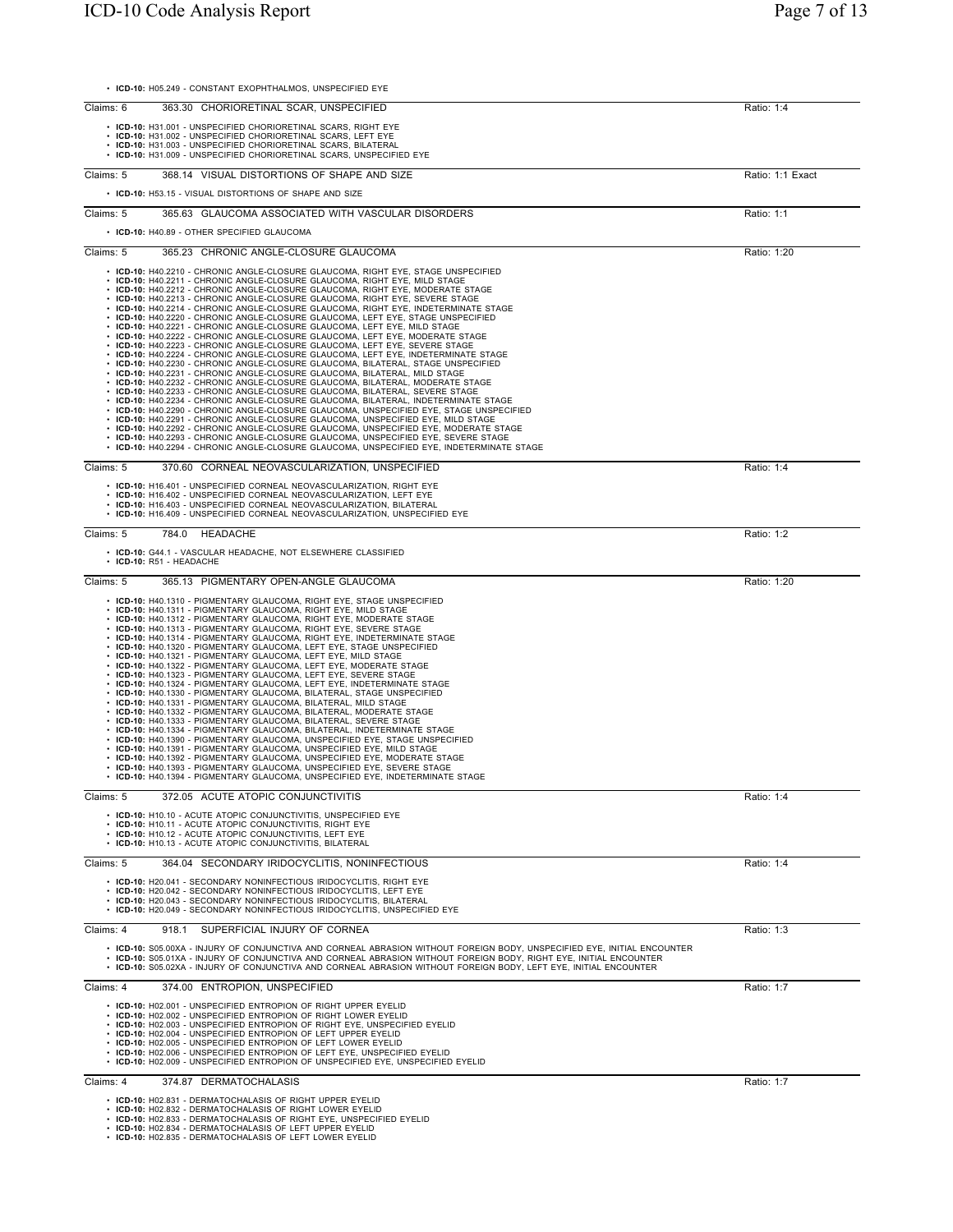- **ICD-10:** H05.249 - CONSTANT EXOPHTHALMOS, UNSPECIFIED EYE

Claims: 6 363.30 CHORIORETINAL SCAR, UNSPECIFIED Ratio: 1:4

- **ICD-10:** H31.001 - UNSPECIFIED CHORIORETINAL SCARS, RIGHT EYE
- **ICD-10:** H31.002 - UNSPECIFIED CHORIORETINAL SCARS, LEFT EYE
- **ICD-10:** H31.003 - UNSPECIFIED CHORIORETINAL SCARS, BILATERAL
- **ICD-10:** H31.009 - UNSPECIFIED CHORIORETINAL SCARS, UNSPECIFIED EYE

Claims: 5 368.14 VISUAL DISTORTIONS OF SHAPE AND SIZE Ratio: 1:1 Exact

- **ICD-10:** H53.15 - VISUAL DISTORTIONS OF SHAPE AND SIZE

Claims: 5 365.63 GLAUCOMA ASSOCIATED WITH VASCULAR DISORDERS Ratio: 1:1

- **ICD-10:** H40.89 - OTHER SPECIFIED GLAUCOMA

Claims: 5 365.23 CHRONIC ANGLE-CLOSURE GLAUCOMA Ratio: 1:20

- **ICD-10:** H40.2210 - CHRONIC ANGLE-CLOSURE GLAUCOMA, RIGHT EYE, STAGE UNSPECIFIED
- **ICD-10:** H40.2211 - CHRONIC ANGLE-CLOSURE GLAUCOMA, RIGHT EYE, MILD STAGE
- **ICD-10:** H40.2212 - CHRONIC ANGLE-CLOSURE GLAUCOMA, RIGHT EYE, MODERATE STAGE
- **ICD-10:** H40.2213 - CHRONIC ANGLE-CLOSURE GLAUCOMA, RIGHT EYE, SEVERE STAGE
- **ICD-10:** H40.2214 - CHRONIC ANGLE-CLOSURE GLAUCOMA, RIGHT EYE, INDETERMINATE STAGE
- **ICD-10:** H40.2220 - CHRONIC ANGLE-CLOSURE GLAUCOMA, LEFT EYE, STAGE UNSPECIFIED
- **ICD-10:** H40.2221 - CHRONIC ANGLE-CLOSURE GLAUCOMA, LEFT EYE, MILD STAGE
- **ICD-10:** H40.2222 - CHRONIC ANGLE-CLOSURE GLAUCOMA, LEFT EYE, MODERATE STAGE
- **ICD-10:** H40.2223 - CHRONIC ANGLE-CLOSURE GLAUCOMA, LEFT EYE, SEVERE STAGE
- **ICD-10:** H40.2224 - CHRONIC ANGLE-CLOSURE GLAUCOMA, LEFT EYE, INDETERMINATE STAGE
- **ICD-10:** H40.2230 - CHRONIC ANGLE-CLOSURE GLAUCOMA, BILATERAL, STAGE UNSPECIFIED
- **ICD-10:** H40.2231 - CHRONIC ANGLE-CLOSURE GLAUCOMA, BILATERAL, MILD STAGE
- **ICD-10:** H40.2232 - CHRONIC ANGLE-CLOSURE GLAUCOMA, BILATERAL, MODERATE STAGE
- **ICD-10:** H40.2233 - CHRONIC ANGLE-CLOSURE GLAUCOMA, BILATERAL, SEVERE STAGE
- **ICD-10:** H40.2234 - CHRONIC ANGLE-CLOSURE GLAUCOMA, BILATERAL, INDETERMINATE STAGE
- **ICD-10:** H40.2290 - CHRONIC ANGLE-CLOSURE GLAUCOMA, UNSPECIFIED EYE, STAGE UNSPECIFIED
- **ICD-10:** H40.2291 - CHRONIC ANGLE-CLOSURE GLAUCOMA, UNSPECIFIED EYE, MILD STAGE
- **ICD-10:** H40.2292 - CHRONIC ANGLE-CLOSURE GLAUCOMA, UNSPECIFIED EYE, MODERATE STAGE
- **ICD-10:** H40.2293 - CHRONIC ANGLE-CLOSURE GLAUCOMA, UNSPECIFIED EYE, SEVERE STAGE
- **ICD-10:** H40.2294 - CHRONIC ANGLE-CLOSURE GLAUCOMA, UNSPECIFIED EYE, INDETERMINATE STAGE

Claims: 5 370.60 CORNEAL NEOVASCULARIZATION, UNSPECIFIED Ratio: 1:4

- **ICD-10:** H16.401 - UNSPECIFIED CORNEAL NEOVASCULARIZATION, RIGHT EYE
- **ICD-10:** H16.402 - UNSPECIFIED CORNEAL NEOVASCULARIZATION, LEFT EYE
- **ICD-10:** H16.403 - UNSPECIFIED CORNEAL NEOVASCULARIZATION, BILATERAL
- **ICD-10:** H16.409 - UNSPECIFIED CORNEAL NEOVASCULARIZATION, UNSPECIFIED EYE

Claims: 5 784.0 HEADACHE Ratio: 1:2

- **ICD-10:** G44.1 - VASCULAR HEADACHE, NOT ELSEWHERE CLASSIFIED
- **ICD-10:** R51 - HEADACHE

Claims: 5 365.13 PIGMENTARY OPEN-ANGLE GLAUCOMA Ratio: 1:20

- **ICD-10:** H40.1310 - PIGMENTARY GLAUCOMA, RIGHT EYE, STAGE UNSPECIFIED
- **ICD-10:** H40.1311 - PIGMENTARY GLAUCOMA, RIGHT EYE, MILD STAGE
- **ICD-10:** H40.1312 - PIGMENTARY GLAUCOMA, RIGHT EYE, MODERATE STAGE
- **ICD-10:** H40.1313 - PIGMENTARY GLAUCOMA, RIGHT EYE, SEVERE STAGE
- **ICD-10:** H40.1314 - PIGMENTARY GLAUCOMA, RIGHT EYE, INDETERMINATE STAGE
- **ICD-10:** H40.1320 - PIGMENTARY GLAUCOMA, LEFT EYE, STAGE UNSPECIFIED
- **ICD-10:** H40.1321 - PIGMENTARY GLAUCOMA, LEFT EYE, MILD STAGE
- **ICD-10:** H40.1322 - PIGMENTARY GLAUCOMA, LEFT EYE, MODERATE STAGE
- **ICD-10:** H40.1323 - PIGMENTARY GLAUCOMA, LEFT EYE, SEVERE STAGE
- **ICD-10:** H40.1324 - PIGMENTARY GLAUCOMA, LEFT EYE, INDETERMINATE STAGE
- **ICD-10:** H40.1330 - PIGMENTARY GLAUCOMA, BILATERAL, STAGE UNSPECIFIED
- **ICD-10:** H40.1331 - PIGMENTARY GLAUCOMA, BILATERAL, MILD STAGE
- **ICD-10:** H40.1332 - PIGMENTARY GLAUCOMA, BILATERAL, MODERATE STAGE
- **ICD-10:** H40.1333 - PIGMENTARY GLAUCOMA, BILATERAL, SEVERE STAGE
- **ICD-10:** H40.1334 - PIGMENTARY GLAUCOMA, BILATERAL, INDETERMINATE STAGE
- **ICD-10:** H40.1390 - PIGMENTARY GLAUCOMA, UNSPECIFIED EYE, STAGE UNSPECIFIED
- **ICD-10:** H40.1391 - PIGMENTARY GLAUCOMA, UNSPECIFIED EYE, MILD STAGE
- **ICD-10:** H40.1392 - PIGMENTARY GLAUCOMA, UNSPECIFIED EYE, MODERATE STAGE
- **ICD-10:** H40.1393 - PIGMENTARY GLAUCOMA, UNSPECIFIED EYE, SEVERE STAGE
- **ICD-10:** H40.1394 - PIGMENTARY GLAUCOMA, UNSPECIFIED EYE, INDETERMINATE STAGE

Claims: 5 372.05 ACUTE ATOPIC CONJUNCTIVITIS Ratio: 1:4

- **ICD-10:** H10.10 - ACUTE ATOPIC CONJUNCTIVITIS, UNSPECIFIED EYE
- **ICD-10:** H10.11 - ACUTE ATOPIC CONJUNCTIVITIS, RIGHT EYE
- **ICD-10:** H10.12 - ACUTE ATOPIC CONJUNCTIVITIS, LEFT EYE
- **ICD-10:** H10.13 - ACUTE ATOPIC CONJUNCTIVITIS, BILATERAL

Claims: 5 364.04 SECONDARY IRIDOCYCLITIS, NONINFECTIOUS Ratio: 1:4

- **ICD-10:** H20.041 - SECONDARY NONINFECTIOUS IRIDOCYCLITIS, RIGHT EYE
- **ICD-10:** H20.042 - SECONDARY NONINFECTIOUS IRIDOCYCLITIS, LEFT EYE
- **ICD-10:** H20.043 - SECONDARY NONINFECTIOUS IRIDOCYCLITIS, BILATERAL
- **ICD-10:** H20.049 - SECONDARY NONINFECTIOUS IRIDOCYCLITIS, UNSPECIFIED EYE

Claims: 4 918.1 SUPERFICIAL INJURY OF CORNEA Ratio: 1:3

- **ICD-10:** S05.00XA - INJURY OF CONJUNCTIVA AND CORNEAL ABRASION WITHOUT FOREIGN BODY, UNSPECIFIED EYE, INITIAL ENCOUNTER
- **ICD-10:** S05.01XA - INJURY OF CONJUNCTIVA AND CORNEAL ABRASION WITHOUT FOREIGN BODY, RIGHT EYE, INITIAL ENCOUNTER
- **ICD-10:** S05.02XA - INJURY OF CONJUNCTIVA AND CORNEAL ABRASION WITHOUT FOREIGN BODY, LEFT EYE, INITIAL ENCOUNTER

Claims: 4 374.00 ENTROPION, UNSPECIFIED Ratio: 1:7

- **ICD-10:** H02.001 - UNSPECIFIED ENTROPION OF RIGHT UPPER EYELID
- **ICD-10:** H02.002 - UNSPECIFIED ENTROPION OF RIGHT LOWER EYELID
- **ICD-10:** H02.003 - UNSPECIFIED ENTROPION OF RIGHT EYE, UNSPECIFIED EYELID
- **ICD-10:** H02.004 - UNSPECIFIED ENTROPION OF LEFT UPPER EYELID
- **ICD-10:** H02.005 - UNSPECIFIED ENTROPION OF LEFT LOWER EYELID
- **ICD-10:** H02.006 - UNSPECIFIED ENTROPION OF LEFT EYE, UNSPECIFIED EYELID
- **ICD-10:** H02.009 - UNSPECIFIED ENTROPION OF UNSPECIFIED EYE, UNSPECIFIED EYELID

Claims: 4 374.87 DERMATOCHALASIS Ratio: 1:7

- **ICD-10:** H02.831 - DERMATOCHALASIS OF RIGHT UPPER EYELID
- **ICD-10:** H02.832 - DERMATOCHALASIS OF RIGHT LOWER EYELID
- **ICD-10:** H02.833 - DERMATOCHALASIS OF RIGHT EYE, UNSPECIFIED EYELID
- **ICD-10:** H02.834 - DERMATOCHALASIS OF LEFT UPPER EYELID
- **ICD-10:** H02.835 - DERMATOCHALASIS OF LEFT LOWER EYELID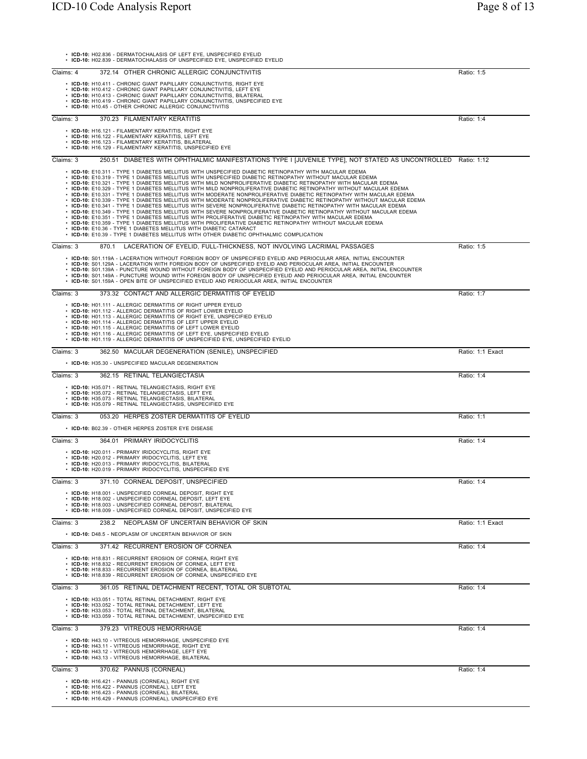- **ICD-10:** H02.836 - DERMATOCHALASIS OF LEFT EYE, UNSPECIFIED EYELID
- **ICD-10:** H02.839 - DERMATOCHALASIS OF UNSPECIFIED EYE, UNSPECIFIED EYELID

---

Claims: 4 372.14 OTHER CHRONIC ALLERGIC CONJUNCTIVITIS Ratio: 1:5

- **ICD-10:** H10.411 - CHRONIC GIANT PAPILLARY CONJUNCTIVITIS, RIGHT EYE
- **ICD-10:** H10.412 - CHRONIC GIANT PAPILLARY CONJUNCTIVITIS, LEFT EYE
- **ICD-10:** H10.413 - CHRONIC GIANT PAPILLARY CONJUNCTIVITIS, BILATERAL
- **ICD-10:** H10.419 - CHRONIC GIANT PAPILLARY CONJUNCTIVITIS, UNSPECIFIED EYE
- **ICD-10:** H10.45 - OTHER CHRONIC ALLERGIC CONJUNCTIVITIS

---

Claims: 3 370.23 FILAMENTARY KERATITIS Ratio: 1:4

- **ICD-10:** H16.121 - FILAMENTARY KERATITIS, RIGHT EYE
- **ICD-10:** H16.122 - FILAMENTARY KERATITIS, LEFT EYE
- **ICD-10:** H16.123 - FILAMENTARY KERATITIS, BILATERAL
- **ICD-10:** H16.129 - FILAMENTARY KERATITIS, UNSPECIFIED EYE

---

Claims: 3 250.51 DIABETES WITH OPHTHALMIC MANIFESTATIONS TYPE I [JUVENILE TYPE], NOT STATED AS UNCONTROLLED Ratio: 1:12

- **ICD-10:** E10.311 - TYPE 1 DIABETES MELLITUS WITH UNSPECIFIED DIABETIC RETINOPATHY WITH MACULAR EDEMA
- **ICD-10:** E10.319 - TYPE 1 DIABETES MELLITUS WITH UNSPECIFIED DIABETIC RETINOPATHY WITHOUT MACULAR EDEMA
- **ICD-10:** E10.321 - TYPE 1 DIABETES MELLITUS WITH MILD NONPROLIFERATIVE DIABETIC RETINOPATHY WITH MACULAR EDEMA
- **ICD-10:** E10.329 - TYPE 1 DIABETES MELLITUS WITH MILD NONPROLIFERATIVE DIABETIC RETINOPATHY WITHOUT MACULAR EDEMA
- **ICD-10:** E10.331 - TYPE 1 DIABETES MELLITUS WITH MODERATE NONPROLIFERATIVE DIABETIC RETINOPATHY WITH MACULAR EDEMA
- **ICD-10:** E10.339 - TYPE 1 DIABETES MELLITUS WITH MODERATE NONPROLIFERATIVE DIABETIC RETINOPATHY WITHOUT MACULAR EDEMA
- **ICD-10:** E10.341 - TYPE 1 DIABETES MELLITUS WITH SEVERE NONPROLIFERATIVE DIABETIC RETINOPATHY WITH MACULAR EDEMA
- **ICD-10:** E10.349 - TYPE 1 DIABETES MELLITUS WITH SEVERE NONPROLIFERATIVE DIABETIC RETINOPATHY WITHOUT MACULAR EDEMA
- **ICD-10:** E10.351 - TYPE 1 DIABETES MELLITUS WITH PROLIFERATIVE DIABETIC RETINOPATHY WITH MACULAR EDEMA
- **ICD-10:** E10.359 - TYPE 1 DIABETES MELLITUS WITH PROLIFERATIVE DIABETIC RETINOPATHY WITHOUT MACULAR EDEMA
- **ICD-10:** E10.36 - TYPE 1 DIABETES MELLITUS WITH DIABETIC CATARACT
- **ICD-10:** E10.39 - TYPE 1 DIABETES MELLITUS WITH OTHER DIABETIC OPHTHALMIC COMPLICATION

---

Claims: 3 870.1 LACERATION OF EYELID, FULL-THICKNESS, NOT INVOLVING LACRIMAL PASSAGES Ratio: 1:5

- **ICD-10:** S01.119A - LACERATION WITHOUT FOREIGN BODY OF UNSPECIFIED EYELID AND PERIOCULAR AREA, INITIAL ENCOUNTER
- **ICD-10:** S01.129A - LACERATION WITH FOREIGN BODY OF UNSPECIFIED EYELID AND PERIOCULAR AREA, INITIAL ENCOUNTER
- **ICD-10:** S01.139A - PUNCTURE WOUND WITHOUT FOREIGN BODY OF UNSPECIFIED EYELID AND PERIOCULAR AREA, INITIAL ENCOUNTER
- **ICD-10:** S01.149A - PUNCTURE WOUND WITH FOREIGN BODY OF UNSPECIFIED EYELID AND PERIOCULAR AREA, INITIAL ENCOUNTER
- **ICD-10:** S01.159A - OPEN BITE OF UNSPECIFIED EYELID AND PERIOCULAR AREA, INITIAL ENCOUNTER

---

Claims: 3 373.32 CONTACT AND ALLERGIC DERMATITIS OF EYELID Ratio: 1:7

- **ICD-10:** H01.111 - ALLERGIC DERMATITIS OF RIGHT UPPER EYELID
- **ICD-10:** H01.112 - ALLERGIC DERMATITIS OF RIGHT LOWER EYELID
- **ICD-10:** H01.113 - ALLERGIC DERMATITIS OF RIGHT EYE, UNSPECIFIED EYELID
- **ICD-10:** H01.114 - ALLERGIC DERMATITIS OF LEFT UPPER EYELID
- **ICD-10:** H01.115 - ALLERGIC DERMATITIS OF LEFT LOWER EYELID
- **ICD-10:** H01.116 - ALLERGIC DERMATITIS OF LEFT EYE, UNSPECIFIED EYELID
- **ICD-10:** H01.119 - ALLERGIC DERMATITIS OF UNSPECIFIED EYE, UNSPECIFIED EYELID

---

Claims: 3 362.50 MACULAR DEGENERATION (SENILE), UNSPECIFIED Ratio: 1:1 Exact

- **ICD-10:** H35.30 - UNSPECIFIED MACULAR DEGENERATION

---

Claims: 3 362.15 RETINAL TELANGIECTASIA Ratio: 1:4

- **ICD-10:** H35.071 - RETINAL TELANGIECTASIS, RIGHT EYE
- **ICD-10:** H35.072 - RETINAL TELANGIECTASIS, LEFT EYE
- **ICD-10:** H35.073 - RETINAL TELANGIECTASIS, BILATERAL
- **ICD-10:** H35.079 - RETINAL TELANGIECTASIS, UNSPECIFIED EYE

---

Claims: 3 053.20 HERPES ZOSTER DERMATITIS OF EYELID Ratio: 1:1

- **ICD-10:** B02.39 - OTHER HERPES ZOSTER EYE DISEASE

---

Claims: 3 364.01 PRIMARY IRIDOCYCLITIS Ratio: 1:4

- **ICD-10:** H20.011 - PRIMARY IRIDOCYCLITIS, RIGHT EYE
- **ICD-10:** H20.012 - PRIMARY IRIDOCYCLITIS, LEFT EYE
- **ICD-10:** H20.013 - PRIMARY IRIDOCYCLITIS, BILATERAL
- **ICD-10:** H20.019 - PRIMARY IRIDOCYCLITIS, UNSPECIFIED EYE

---

Claims: 3 371.10 CORNEAL DEPOSIT, UNSPECIFIED Ratio: 1:4

- **ICD-10:** H18.001 - UNSPECIFIED CORNEAL DEPOSIT, RIGHT EYE
- **ICD-10:** H18.002 - UNSPECIFIED CORNEAL DEPOSIT, LEFT EYE
- **ICD-10:** H18.003 - UNSPECIFIED CORNEAL DEPOSIT, BILATERAL
- **ICD-10:** H18.009 - UNSPECIFIED CORNEAL DEPOSIT, UNSPECIFIED EYE

---

Claims: 3 238.2 NEOPLASM OF UNCERTAIN BEHAVIOR OF SKIN Ratio: 1:1 Exact

- **ICD-10:** D48.5 - NEOPLASM OF UNCERTAIN BEHAVIOR OF SKIN

---

Claims: 3 371.42 RECURRENT EROSION OF CORNEA Ratio: 1:4

- **ICD-10:** H18.831 - RECURRENT EROSION OF CORNEA, RIGHT EYE
- **ICD-10:** H18.832 - RECURRENT EROSION OF CORNEA, LEFT EYE
- **ICD-10:** H18.833 - RECURRENT EROSION OF CORNEA, BILATERAL
- **ICD-10:** H18.839 - RECURRENT EROSION OF CORNEA, UNSPECIFIED EYE

---

Claims: 3 361.05 RETINAL DETACHMENT RECENT, TOTAL OR SUBTOTAL Ratio: 1:4

- **ICD-10:** H33.051 - TOTAL RETINAL DETACHMENT, RIGHT EYE
- **ICD-10:** H33.052 - TOTAL RETINAL DETACHMENT, LEFT EYE
- **ICD-10:** H33.053 - TOTAL RETINAL DETACHMENT, BILATERAL
- **ICD-10:** H33.059 - TOTAL RETINAL DETACHMENT, UNSPECIFIED EYE

---

Claims: 3 379.23 VITREOUS HEMORRHAGE Ratio: 1:4

- **ICD-10:** H43.10 - VITREOUS HEMORRHAGE, UNSPECIFIED EYE
- **ICD-10:** H43.11 - VITREOUS HEMORRHAGE, RIGHT EYE
- **ICD-10:** H43.12 - VITREOUS HEMORRHAGE, LEFT EYE
- **ICD-10:** H43.13 - VITREOUS HEMORRHAGE, BILATERAL

---

Claims: 3 370.62 PANNUS (CORNEAL) Ratio: 1:4

- **ICD-10:** H16.421 - PANNUS (CORNEAL), RIGHT EYE
- **ICD-10:** H16.422 - PANNUS (CORNEAL), LEFT EYE
- **ICD-10:** H16.423 - PANNUS (CORNEAL), BILATERAL
- **ICD-10:** H16.429 - PANNUS (CORNEAL), UNSPECIFIED EYE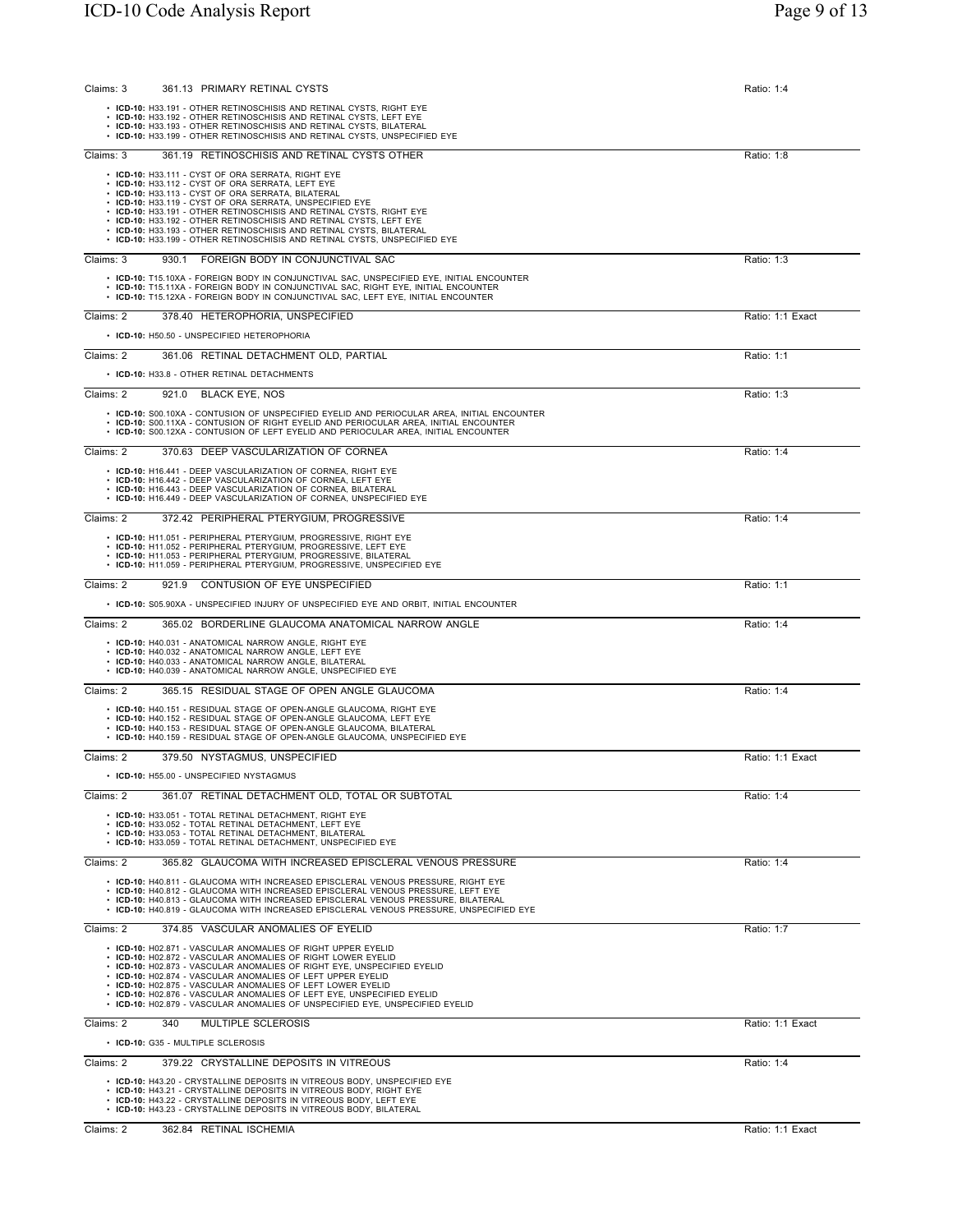Claims: 3 | 361.13 PRIMARY RETINAL CYSTS | Ratio: 1:4

- **ICD-10:** H33.191 - OTHER RETINOSCHISIS AND RETINAL CYSTS, RIGHT EYE
- **ICD-10:** H33.192 - OTHER RETINOSCHISIS AND RETINAL CYSTS, LEFT EYE
- **ICD-10:** H33.193 - OTHER RETINOSCHISIS AND RETINAL CYSTS, BILATERAL
- **ICD-10:** H33.199 - OTHER RETINOSCHISIS AND RETINAL CYSTS, UNSPECIFIED EYE

---

Claims: 3 | 361.19 RETINOSCHISIS AND RETINAL CYSTS OTHER | Ratio: 1:8

- **ICD-10:** H33.111 - CYST OF ORA SERRATA, RIGHT EYE
- **ICD-10:** H33.112 - CYST OF ORA SERRATA, LEFT EYE
- **ICD-10:** H33.113 - CYST OF ORA SERRATA, BILATERAL
- **ICD-10:** H33.119 - CYST OF ORA SERRATA, UNSPECIFIED EYE
- **ICD-10:** H33.191 - OTHER RETINOSCHISIS AND RETINAL CYSTS, RIGHT EYE
- **ICD-10:** H33.192 - OTHER RETINOSCHISIS AND RETINAL CYSTS, LEFT EYE
- **ICD-10:** H33.193 - OTHER RETINOSCHISIS AND RETINAL CYSTS, BILATERAL
- **ICD-10:** H33.199 - OTHER RETINOSCHISIS AND RETINAL CYSTS, UNSPECIFIED EYE

---

Claims: 3 | 930.1 FOREIGN BODY IN CONJUNCTIVAL SAC | Ratio: 1:3

- **ICD-10:** T15.10XA - FOREIGN BODY IN CONJUNCTIVAL SAC, UNSPECIFIED EYE, INITIAL ENCOUNTER
- **ICD-10:** T15.11XA - FOREIGN BODY IN CONJUNCTIVAL SAC, RIGHT EYE, INITIAL ENCOUNTER
- **ICD-10:** T15.12XA - FOREIGN BODY IN CONJUNCTIVAL SAC, LEFT EYE, INITIAL ENCOUNTER

---

Claims: 2 | 378.40 HETEROPHORIA, UNSPECIFIED | Ratio: 1:1 Exact

- **ICD-10:** H50.50 - UNSPECIFIED HETEROPHORIA

---

Claims: 2 | 361.06 RETINAL DETACHMENT OLD, PARTIAL | Ratio: 1:1

- **ICD-10:** H33.8 - OTHER RETINAL DETACHMENTS

---

Claims: 2 | 921.0 BLACK EYE, NOS | Ratio: 1:3

- **ICD-10:** S00.10XA - CONTUSION OF UNSPECIFIED EYELID AND PERIOCULAR AREA, INITIAL ENCOUNTER
- **ICD-10:** S00.11XA - CONTUSION OF RIGHT EYELID AND PERIOCULAR AREA, INITIAL ENCOUNTER
- **ICD-10:** S00.12XA - CONTUSION OF LEFT EYELID AND PERIOCULAR AREA, INITIAL ENCOUNTER

---

Claims: 2 | 370.63 DEEP VASCULARIZATION OF CORNEA | Ratio: 1:4

- **ICD-10:** H16.441 - DEEP VASCULARIZATION OF CORNEA, RIGHT EYE
- **ICD-10:** H16.442 - DEEP VASCULARIZATION OF CORNEA, LEFT EYE
- **ICD-10:** H16.443 - DEEP VASCULARIZATION OF CORNEA, BILATERAL
- **ICD-10:** H16.449 - DEEP VASCULARIZATION OF CORNEA, UNSPECIFIED EYE

---

Claims: 2 | 372.42 PERIPHERAL PTERYGIUM, PROGRESSIVE | Ratio: 1:4

- **ICD-10:** H11.051 - PERIPHERAL PTERYGIUM, PROGRESSIVE, RIGHT EYE
- **ICD-10:** H11.052 - PERIPHERAL PTERYGIUM, PROGRESSIVE, LEFT EYE
- **ICD-10:** H11.053 - PERIPHERAL PTERYGIUM, PROGRESSIVE, BILATERAL
- **ICD-10:** H11.059 - PERIPHERAL PTERYGIUM, PROGRESSIVE, UNSPECIFIED EYE

---

Claims: 2 | 921.9 CONTUSION OF EYE UNSPECIFIED | Ratio: 1:1

- **ICD-10:** S05.90XA - UNSPECIFIED INJURY OF UNSPECIFIED EYE AND ORBIT, INITIAL ENCOUNTER

---

Claims: 2 | 365.02 BORDERLINE GLAUCOMA ANATOMICAL NARROW ANGLE | Ratio: 1:4

- **ICD-10:** H40.031 - ANATOMICAL NARROW ANGLE, RIGHT EYE
- **ICD-10:** H40.032 - ANATOMICAL NARROW ANGLE, LEFT EYE
- **ICD-10:** H40.033 - ANATOMICAL NARROW ANGLE, BILATERAL
- **ICD-10:** H40.039 - ANATOMICAL NARROW ANGLE, UNSPECIFIED EYE

---

Claims: 2 | 365.15 RESIDUAL STAGE OF OPEN ANGLE GLAUCOMA | Ratio: 1:4

- **ICD-10:** H40.151 - RESIDUAL STAGE OF OPEN-ANGLE GLAUCOMA, RIGHT EYE
- **ICD-10:** H40.152 - RESIDUAL STAGE OF OPEN-ANGLE GLAUCOMA, LEFT EYE
- **ICD-10:** H40.153 - RESIDUAL STAGE OF OPEN-ANGLE GLAUCOMA, BILATERAL
- **ICD-10:** H40.159 - RESIDUAL STAGE OF OPEN-ANGLE GLAUCOMA, UNSPECIFIED EYE

---

Claims: 2 | 379.50 NYSTAGMUS, UNSPECIFIED | Ratio: 1:1 Exact

- **ICD-10:** H55.00 - UNSPECIFIED NYSTAGMUS

---

Claims: 2 | 361.07 RETINAL DETACHMENT OLD, TOTAL OR SUBTOTAL | Ratio: 1:4

- **ICD-10:** H33.051 - TOTAL RETINAL DETACHMENT, RIGHT EYE
- **ICD-10:** H33.052 - TOTAL RETINAL DETACHMENT, LEFT EYE
- **ICD-10:** H33.053 - TOTAL RETINAL DETACHMENT, BILATERAL
- **ICD-10:** H33.059 - TOTAL RETINAL DETACHMENT, UNSPECIFIED EYE

---

Claims: 2 | 365.82 GLAUCOMA WITH INCREASED EPISCLERAL VENOUS PRESSURE | Ratio: 1:4

- **ICD-10:** H40.811 - GLAUCOMA WITH INCREASED EPISCLERAL VENOUS PRESSURE, RIGHT EYE
- **ICD-10:** H40.812 - GLAUCOMA WITH INCREASED EPISCLERAL VENOUS PRESSURE, LEFT EYE
- **ICD-10:** H40.813 - GLAUCOMA WITH INCREASED EPISCLERAL VENOUS PRESSURE, BILATERAL
- **ICD-10:** H40.819 - GLAUCOMA WITH INCREASED EPISCLERAL VENOUS PRESSURE, UNSPECIFIED EYE

---

Claims: 2 | 374.85 VASCULAR ANOMALIES OF EYELID | Ratio: 1:7

- **ICD-10:** H02.871 - VASCULAR ANOMALIES OF RIGHT UPPER EYELID
- **ICD-10:** H02.872 - VASCULAR ANOMALIES OF RIGHT LOWER EYELID
- **ICD-10:** H02.873 - VASCULAR ANOMALIES OF RIGHT EYE, UNSPECIFIED EYELID
- **ICD-10:** H02.874 - VASCULAR ANOMALIES OF LEFT UPPER EYELID
- **ICD-10:** H02.875 - VASCULAR ANOMALIES OF LEFT LOWER EYELID
- **ICD-10:** H02.876 - VASCULAR ANOMALIES OF LEFT EYE, UNSPECIFIED EYELID
- **ICD-10:** H02.879 - VASCULAR ANOMALIES OF UNSPECIFIED EYE, UNSPECIFIED EYELID

---

Claims: 2 | 340 MULTIPLE SCLEROSIS | Ratio: 1:1 Exact

- **ICD-10:** G35 - MULTIPLE SCLEROSIS

---

Claims: 2 | 379.22 CRYSTALLINE DEPOSITS IN VITREOUS | Ratio: 1:4

- **ICD-10:** H43.20 - CRYSTALLINE DEPOSITS IN VITREOUS BODY, UNSPECIFIED EYE
- **ICD-10:** H43.21 - CRYSTALLINE DEPOSITS IN VITREOUS BODY, RIGHT EYE
- **ICD-10:** H43.22 - CRYSTALLINE DEPOSITS IN VITREOUS BODY, LEFT EYE
- **ICD-10:** H43.23 - CRYSTALLINE DEPOSITS IN VITREOUS BODY, BILATERAL

---

Claims: 2 | 362.84 RETINAL ISCHEMIA | Ratio: 1:1 Exact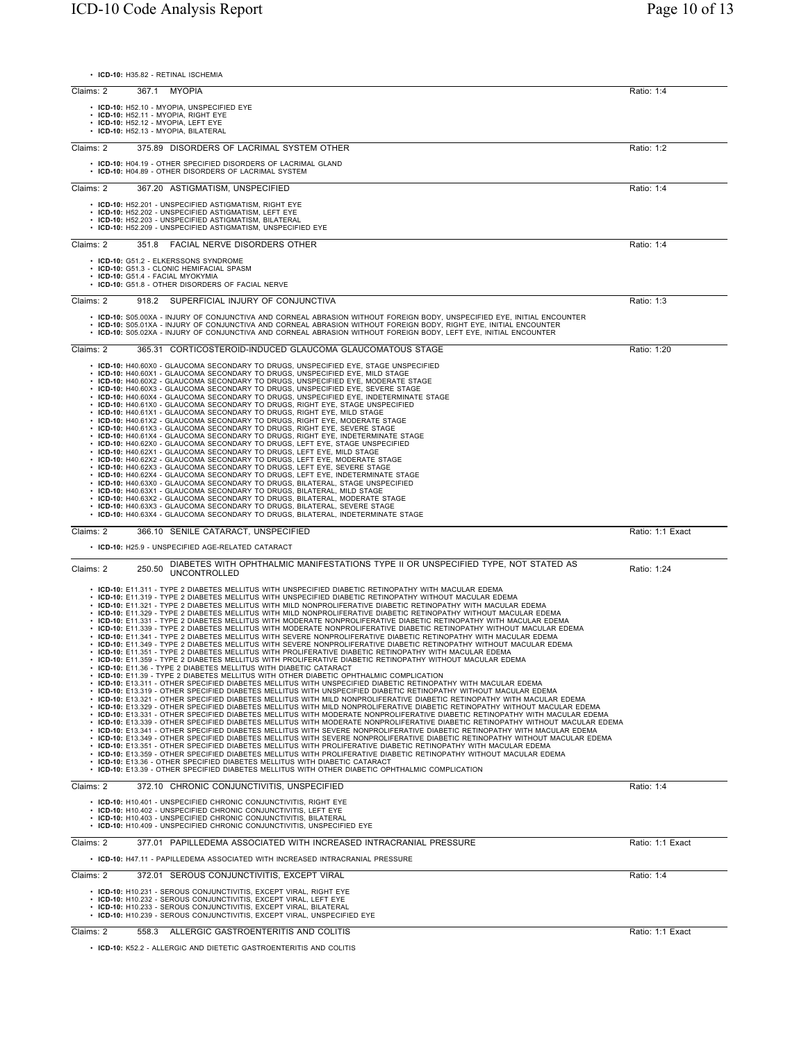- **ICD-10:** H35.82 - RETINAL ISCHEMIA

---

Claims: 2 | 367.1 MYOPIA | Ratio: 1:4

- **ICD-10:** H52.10 - MYOPIA, UNSPECIFIED EYE
- **ICD-10:** H52.11 - MYOPIA, RIGHT EYE
- **ICD-10:** H52.12 - MYOPIA, LEFT EYE
- **ICD-10:** H52.13 - MYOPIA, BILATERAL

---

Claims: 2 | 375.89 DISORDERS OF LACRIMAL SYSTEM OTHER | Ratio: 1:2

- **ICD-10:** H04.19 - OTHER SPECIFIED DISORDERS OF LACRIMAL GLAND
- **ICD-10:** H04.89 - OTHER DISORDERS OF LACRIMAL SYSTEM

---

Claims: 2 | 367.20 ASTIGMATISM, UNSPECIFIED | Ratio: 1:4

- **ICD-10:** H52.201 - UNSPECIFIED ASTIGMATISM, RIGHT EYE
- **ICD-10:** H52.202 - UNSPECIFIED ASTIGMATISM, LEFT EYE
- **ICD-10:** H52.203 - UNSPECIFIED ASTIGMATISM, BILATERAL
- **ICD-10:** H52.209 - UNSPECIFIED ASTIGMATISM, UNSPECIFIED EYE

---

Claims: 2 | 351.8 FACIAL NERVE DISORDERS OTHER | Ratio: 1:4

- **ICD-10:** G51.2 - ELKERSSONS SYNDROME
- **ICD-10:** G51.3 - CLONIC HEMIFACIAL SPASM
- **ICD-10:** G51.4 - FACIAL MYOKYMIA
- **ICD-10:** G51.8 - OTHER DISORDERS OF FACIAL NERVE

---

Claims: 2 | 918.2 SUPERFICIAL INJURY OF CONJUNCTIVA | Ratio: 1:3

- **ICD-10:** S05.00XA - INJURY OF CONJUNCTIVA AND CORNEAL ABRASION WITHOUT FOREIGN BODY, UNSPECIFIED EYE, INITIAL ENCOUNTER
- **ICD-10:** S05.01XA - INJURY OF CONJUNCTIVA AND CORNEAL ABRASION WITHOUT FOREIGN BODY, RIGHT EYE, INITIAL ENCOUNTER
- **ICD-10:** S05.02XA - INJURY OF CONJUNCTIVA AND CORNEAL ABRASION WITHOUT FOREIGN BODY, LEFT EYE, INITIAL ENCOUNTER

---

Claims: 2 | 365.31 CORTICOSTEROID-INDUCED GLAUCOMA GLAUCOMATOUS STAGE | Ratio: 1:20

- **ICD-10:** H40.60X0 - GLAUCOMA SECONDARY TO DRUGS, UNSPECIFIED EYE, STAGE UNSPECIFIED
- **ICD-10:** H40.60X1 - GLAUCOMA SECONDARY TO DRUGS, UNSPECIFIED EYE, MILD STAGE
- **ICD-10:** H40.60X2 - GLAUCOMA SECONDARY TO DRUGS, UNSPECIFIED EYE, MODERATE STAGE
- **ICD-10:** H40.60X3 - GLAUCOMA SECONDARY TO DRUGS, UNSPECIFIED EYE, SEVERE STAGE
- **ICD-10:** H40.60X4 - GLAUCOMA SECONDARY TO DRUGS, UNSPECIFIED EYE, INDETERMINATE STAGE
- **ICD-10:** H40.61X0 - GLAUCOMA SECONDARY TO DRUGS, RIGHT EYE, STAGE UNSPECIFIED
- **ICD-10:** H40.61X1 - GLAUCOMA SECONDARY TO DRUGS, RIGHT EYE, MILD STAGE
- **ICD-10:** H40.61X2 - GLAUCOMA SECONDARY TO DRUGS, RIGHT EYE, MODERATE STAGE
- **ICD-10:** H40.61X3 - GLAUCOMA SECONDARY TO DRUGS, RIGHT EYE, SEVERE STAGE
- **ICD-10:** H40.61X4 - GLAUCOMA SECONDARY TO DRUGS, RIGHT EYE, INDETERMINATE STAGE
- **ICD-10:** H40.62X0 - GLAUCOMA SECONDARY TO DRUGS, LEFT EYE, STAGE UNSPECIFIED
- **ICD-10:** H40.62X1 - GLAUCOMA SECONDARY TO DRUGS, LEFT EYE, MILD STAGE
- **ICD-10:** H40.62X2 - GLAUCOMA SECONDARY TO DRUGS, LEFT EYE, MODERATE STAGE
- **ICD-10:** H40.62X3 - GLAUCOMA SECONDARY TO DRUGS, LEFT EYE, SEVERE STAGE
- **ICD-10:** H40.62X4 - GLAUCOMA SECONDARY TO DRUGS, LEFT EYE, INDETERMINATE STAGE
- **ICD-10:** H40.63X0 - GLAUCOMA SECONDARY TO DRUGS, BILATERAL, STAGE UNSPECIFIED
- **ICD-10:** H40.63X1 - GLAUCOMA SECONDARY TO DRUGS, BILATERAL, MILD STAGE
- **ICD-10:** H40.63X2 - GLAUCOMA SECONDARY TO DRUGS, BILATERAL, MODERATE STAGE
- **ICD-10:** H40.63X3 - GLAUCOMA SECONDARY TO DRUGS, BILATERAL, SEVERE STAGE
- **ICD-10:** H40.63X4 - GLAUCOMA SECONDARY TO DRUGS, BILATERAL, INDETERMINATE STAGE

---

Claims: 2 | 366.10 SENILE CATARACT, UNSPECIFIED | Ratio: 1:1 Exact

- **ICD-10:** H25.9 - UNSPECIFIED AGE-RELATED CATARACT

---

Claims: 2 | 250.50 DIABETES WITH OPHTHALMIC MANIFESTATIONS TYPE II OR UNSPECIFIED TYPE, NOT STATED AS UNCONTROLLED | Ratio: 1:24

- **ICD-10:** E11.311 - TYPE 2 DIABETES MELLITUS WITH UNSPECIFIED DIABETIC RETINOPATHY WITH MACULAR EDEMA
- **ICD-10:** E11.319 - TYPE 2 DIABETES MELLITUS WITH UNSPECIFIED DIABETIC RETINOPATHY WITHOUT MACULAR EDEMA
- **ICD-10:** E11.321 - TYPE 2 DIABETES MELLITUS WITH MILD NONPROLIFERATIVE DIABETIC RETINOPATHY WITH MACULAR EDEMA
- **ICD-10:** E11.329 - TYPE 2 DIABETES MELLITUS WITH MILD NONPROLIFERATIVE DIABETIC RETINOPATHY WITHOUT MACULAR EDEMA
- **ICD-10:** E11.331 - TYPE 2 DIABETES MELLITUS WITH MODERATE NONPROLIFERATIVE DIABETIC RETINOPATHY WITH MACULAR EDEMA
- **ICD-10:** E11.339 - TYPE 2 DIABETES MELLITUS WITH MODERATE NONPROLIFERATIVE DIABETIC RETINOPATHY WITHOUT MACULAR EDEMA
- **ICD-10:** E11.341 - TYPE 2 DIABETES MELLITUS WITH SEVERE NONPROLIFERATIVE DIABETIC RETINOPATHY WITH MACULAR EDEMA
- **ICD-10:** E11.349 - TYPE 2 DIABETES MELLITUS WITH SEVERE NONPROLIFERATIVE DIABETIC RETINOPATHY WITHOUT MACULAR EDEMA
- **ICD-10:** E11.351 - TYPE 2 DIABETES MELLITUS WITH PROLIFERATIVE DIABETIC RETINOPATHY WITH MACULAR EDEMA
- **ICD-10:** E11.359 - TYPE 2 DIABETES MELLITUS WITH PROLIFERATIVE DIABETIC RETINOPATHY WITHOUT MACULAR EDEMA
- **ICD-10:** E11.36 - TYPE 2 DIABETES MELLITUS WITH DIABETIC CATARACT
- **ICD-10:** E11.39 - TYPE 2 DIABETES MELLITUS WITH OTHER DIABETIC OPHTHALMIC COMPLICATION
- **ICD-10:** E13.311 - OTHER SPECIFIED DIABETES MELLITUS WITH UNSPECIFIED DIABETIC RETINOPATHY WITH MACULAR EDEMA
- **ICD-10:** E13.319 - OTHER SPECIFIED DIABETES MELLITUS WITH UNSPECIFIED DIABETIC RETINOPATHY WITHOUT MACULAR EDEMA
- **ICD-10:** E13.321 - OTHER SPECIFIED DIABETES MELLITUS WITH MILD NONPROLIFERATIVE DIABETIC RETINOPATHY WITH MACULAR EDEMA
- **ICD-10:** E13.329 - OTHER SPECIFIED DIABETES MELLITUS WITH MILD NONPROLIFERATIVE DIABETIC RETINOPATHY WITHOUT MACULAR EDEMA
- **ICD-10:** E13.331 - OTHER SPECIFIED DIABETES MELLITUS WITH MODERATE NONPROLIFERATIVE DIABETIC RETINOPATHY WITH MACULAR EDEMA
- **ICD-10:** E13.339 - OTHER SPECIFIED DIABETES MELLITUS WITH MODERATE NONPROLIFERATIVE DIABETIC RETINOPATHY WITHOUT MACULAR EDEMA
- **ICD-10:** E13.341 - OTHER SPECIFIED DIABETES MELLITUS WITH SEVERE NONPROLIFERATIVE DIABETIC RETINOPATHY WITH MACULAR EDEMA
- **ICD-10:** E13.349 - OTHER SPECIFIED DIABETES MELLITUS WITH SEVERE NONPROLIFERATIVE DIABETIC RETINOPATHY WITHOUT MACULAR EDEMA
- **ICD-10:** E13.351 - OTHER SPECIFIED DIABETES MELLITUS WITH PROLIFERATIVE DIABETIC RETINOPATHY WITH MACULAR EDEMA
- **ICD-10:** E13.359 - OTHER SPECIFIED DIABETES MELLITUS WITH PROLIFERATIVE DIABETIC RETINOPATHY WITHOUT MACULAR EDEMA
- **ICD-10:** E13.36 - OTHER SPECIFIED DIABETES MELLITUS WITH DIABETIC CATARACT
- **ICD-10:** E13.39 - OTHER SPECIFIED DIABETES MELLITUS WITH OTHER DIABETIC OPHTHALMIC COMPLICATION

---

Claims: 2 | 372.10 CHRONIC CONJUNCTIVITIS, UNSPECIFIED | Ratio: 1:4

- **ICD-10:** H10.401 - UNSPECIFIED CHRONIC CONJUNCTIVITIS, RIGHT EYE
- **ICD-10:** H10.402 - UNSPECIFIED CHRONIC CONJUNCTIVITIS, LEFT EYE
- **ICD-10:** H10.403 - UNSPECIFIED CHRONIC CONJUNCTIVITIS, BILATERAL
- **ICD-10:** H10.409 - UNSPECIFIED CHRONIC CONJUNCTIVITIS, UNSPECIFIED EYE

---

Claims: 2 | 377.01 PAPILLEDEMA ASSOCIATED WITH INCREASED INTRACRANIAL PRESSURE | Ratio: 1:1 Exact

- **ICD-10:** H47.11 - PAPILLEDEMA ASSOCIATED WITH INCREASED INTRACRANIAL PRESSURE

---

Claims: 2 | 372.01 SEROUS CONJUNCTIVITIS, EXCEPT VIRAL | Ratio: 1:4

- **ICD-10:** H10.231 - SEROUS CONJUNCTIVITIS, EXCEPT VIRAL, RIGHT EYE
- **ICD-10:** H10.232 - SEROUS CONJUNCTIVITIS, EXCEPT VIRAL, LEFT EYE
- **ICD-10:** H10.233 - SEROUS CONJUNCTIVITIS, EXCEPT VIRAL, BILATERAL
- **ICD-10:** H10.239 - SEROUS CONJUNCTIVITIS, EXCEPT VIRAL, UNSPECIFIED EYE

---

Claims: 2 | 558.3 ALLERGIC GASTROENTERITIS AND COLITIS | Ratio: 1:1 Exact

- **ICD-10:** K52.2 - ALLERGIC AND DIETETIC GASTROENTERITIS AND COLITIS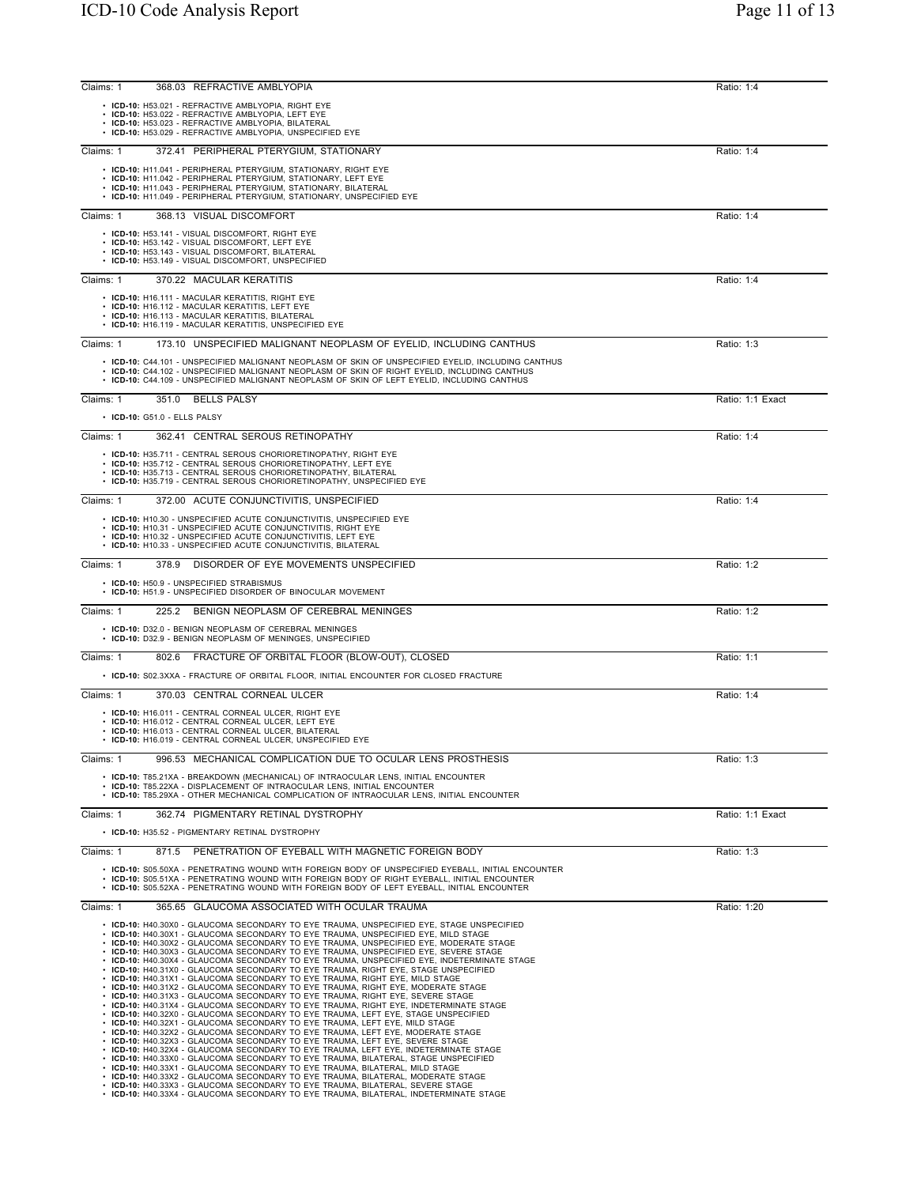Claims: 1 368.03 REFRACTIVE AMBLYOPIA Ratio: 1:4

- **ICD-10:** H53.021 - REFRACTIVE AMBLYOPIA, RIGHT EYE
- **ICD-10:** H53.022 - REFRACTIVE AMBLYOPIA, LEFT EYE
- **ICD-10:** H53.023 - REFRACTIVE AMBLYOPIA, BILATERAL
- **ICD-10:** H53.029 - REFRACTIVE AMBLYOPIA, UNSPECIFIED EYE

Claims: 1 372.41 PERIPHERAL PTERYGIUM, STATIONARY Ratio: 1:4

- **ICD-10:** H11.041 - PERIPHERAL PTERYGIUM, STATIONARY, RIGHT EYE
- **ICD-10:** H11.042 - PERIPHERAL PTERYGIUM, STATIONARY, LEFT EYE
- **ICD-10:** H11.043 - PERIPHERAL PTERYGIUM, STATIONARY, BILATERAL
- **ICD-10:** H11.049 - PERIPHERAL PTERYGIUM, STATIONARY, UNSPECIFIED EYE

Claims: 1 368.13 VISUAL DISCOMFORT Ratio: 1:4

- **ICD-10:** H53.141 - VISUAL DISCOMFORT, RIGHT EYE
- **ICD-10:** H53.142 - VISUAL DISCOMFORT, LEFT EYE
- **ICD-10:** H53.143 - VISUAL DISCOMFORT, BILATERAL
- **ICD-10:** H53.149 - VISUAL DISCOMFORT, UNSPECIFIED

Claims: 1 370.22 MACULAR KERATITIS Ratio: 1:4

- **ICD-10:** H16.111 - MACULAR KERATITIS, RIGHT EYE
- **ICD-10:** H16.112 - MACULAR KERATITIS, LEFT EYE
- **ICD-10:** H16.113 - MACULAR KERATITIS, BILATERAL
- **ICD-10:** H16.119 - MACULAR KERATITIS, UNSPECIFIED EYE

Claims: 1 173.10 UNSPECIFIED MALIGNANT NEOPLASM OF EYELID, INCLUDING CANTHUS Ratio: 1:3

- **ICD-10:** C44.101 - UNSPECIFIED MALIGNANT NEOPLASM OF SKIN OF UNSPECIFIED EYELID, INCLUDING CANTHUS
- **ICD-10:** C44.102 - UNSPECIFIED MALIGNANT NEOPLASM OF SKIN OF RIGHT EYELID, INCLUDING CANTHUS
- **ICD-10:** C44.109 - UNSPECIFIED MALIGNANT NEOPLASM OF SKIN OF LEFT EYELID, INCLUDING CANTHUS

Claims: 1 351.0 BELLS PALSY Ratio: 1:1 Exact

- **ICD-10:** G51.0 - ELLS PALSY

Claims: 1 362.41 CENTRAL SEROUS RETINOPATHY Ratio: 1:4

- **ICD-10:** H35.711 - CENTRAL SEROUS CHORIORETINOPATHY, RIGHT EYE
- **ICD-10:** H35.712 - CENTRAL SEROUS CHORIORETINOPATHY, LEFT EYE
- **ICD-10:** H35.713 - CENTRAL SEROUS CHORIORETINOPATHY, BILATERAL
- **ICD-10:** H35.719 - CENTRAL SEROUS CHORIORETINOPATHY, UNSPECIFIED EYE

Claims: 1 372.00 ACUTE CONJUNCTIVITIS, UNSPECIFIED Ratio: 1:4

- **ICD-10:** H10.30 - UNSPECIFIED ACUTE CONJUNCTIVITIS, UNSPECIFIED EYE
- **ICD-10:** H10.31 - UNSPECIFIED ACUTE CONJUNCTIVITIS, RIGHT EYE
- **ICD-10:** H10.32 - UNSPECIFIED ACUTE CONJUNCTIVITIS, LEFT EYE
- **ICD-10:** H10.33 - UNSPECIFIED ACUTE CONJUNCTIVITIS, BILATERAL

Claims: 1 378.9 DISORDER OF EYE MOVEMENTS UNSPECIFIED Ratio: 1:2

- **ICD-10:** H50.9 - UNSPECIFIED STRABISMUS
- **ICD-10:** H51.9 - UNSPECIFIED DISORDER OF BINOCULAR MOVEMENT

Claims: 1 225.2 BENIGN NEOPLASM OF CEREBRAL MENINGES Ratio: 1:2

- **ICD-10:** D32.0 - BENIGN NEOPLASM OF CEREBRAL MENINGES
- **ICD-10:** D32.9 - BENIGN NEOPLASM OF MENINGES, UNSPECIFIED

Claims: 1 802.6 FRACTURE OF ORBITAL FLOOR (BLOW-OUT), CLOSED Ratio: 1:1

- **ICD-10:** S02.3XXA - FRACTURE OF ORBITAL FLOOR, INITIAL ENCOUNTER FOR CLOSED FRACTURE

Claims: 1 370.03 CENTRAL CORNEAL ULCER Ratio: 1:4

- **ICD-10:** H16.011 - CENTRAL CORNEAL ULCER, RIGHT EYE
- **ICD-10:** H16.012 - CENTRAL CORNEAL ULCER, LEFT EYE
- **ICD-10:** H16.013 - CENTRAL CORNEAL ULCER, BILATERAL
- **ICD-10:** H16.019 - CENTRAL CORNEAL ULCER, UNSPECIFIED EYE

Claims: 1 996.53 MECHANICAL COMPLICATION DUE TO OCULAR LENS PROSTHESIS Ratio: 1:3

- **ICD-10:** T85.21XA - BREAKDOWN (MECHANICAL) OF INTRAOCULAR LENS, INITIAL ENCOUNTER
- **ICD-10:** T85.22XA - DISPLACEMENT OF INTRAOCULAR LENS, INITIAL ENCOUNTER
- **ICD-10:** T85.29XA - OTHER MECHANICAL COMPLICATION OF INTRAOCULAR LENS, INITIAL ENCOUNTER

Claims: 1 362.74 PIGMENTARY RETINAL DYSTROPHY Ratio: 1:1 Exact

- **ICD-10:** H35.52 - PIGMENTARY RETINAL DYSTROPHY

Claims: 1 871.5 PENETRATION OF EYEBALL WITH MAGNETIC FOREIGN BODY Ratio: 1:3

- **ICD-10:** S05.50XA - PENETRATING WOUND WITH FOREIGN BODY OF UNSPECIFIED EYEBALL, INITIAL ENCOUNTER
- **ICD-10:** S05.51XA - PENETRATING WOUND WITH FOREIGN BODY OF RIGHT EYEBALL, INITIAL ENCOUNTER
- **ICD-10:** S05.52XA - PENETRATING WOUND WITH FOREIGN BODY OF LEFT EYEBALL, INITIAL ENCOUNTER

Claims: 1 365.65 GLAUCOMA ASSOCIATED WITH OCULAR TRAUMA Ratio: 1:20

- **ICD-10:** H40.30X0 - GLAUCOMA SECONDARY TO EYE TRAUMA, UNSPECIFIED EYE, STAGE UNSPECIFIED
- **ICD-10:** H40.30X1 - GLAUCOMA SECONDARY TO EYE TRAUMA, UNSPECIFIED EYE, MILD STAGE
- **ICD-10:** H40.30X2 - GLAUCOMA SECONDARY TO EYE TRAUMA, UNSPECIFIED EYE, MODERATE STAGE
- **ICD-10:** H40.30X3 - GLAUCOMA SECONDARY TO EYE TRAUMA, UNSPECIFIED EYE, SEVERE STAGE
- **ICD-10:** H40.30X4 - GLAUCOMA SECONDARY TO EYE TRAUMA, UNSPECIFIED EYE, INDETERMINATE STAGE
- **ICD-10:** H40.31X0 - GLAUCOMA SECONDARY TO EYE TRAUMA, RIGHT EYE, STAGE UNSPECIFIED
- **ICD-10:** H40.31X1 - GLAUCOMA SECONDARY TO EYE TRAUMA, RIGHT EYE, MILD STAGE
- **ICD-10:** H40.31X2 - GLAUCOMA SECONDARY TO EYE TRAUMA, RIGHT EYE, MODERATE STAGE
- **ICD-10:** H40.31X3 - GLAUCOMA SECONDARY TO EYE TRAUMA, RIGHT EYE, SEVERE STAGE
- **ICD-10:** H40.31X4 - GLAUCOMA SECONDARY TO EYE TRAUMA, RIGHT EYE, INDETERMINATE STAGE
- **ICD-10:** H40.32X0 - GLAUCOMA SECONDARY TO EYE TRAUMA, LEFT EYE, STAGE UNSPECIFIED
- **ICD-10:** H40.32X1 - GLAUCOMA SECONDARY TO EYE TRAUMA, LEFT EYE, MILD STAGE
- **ICD-10:** H40.32X2 - GLAUCOMA SECONDARY TO EYE TRAUMA, LEFT EYE, MODERATE STAGE
- **ICD-10:** H40.32X3 - GLAUCOMA SECONDARY TO EYE TRAUMA, LEFT EYE, SEVERE STAGE
- **ICD-10:** H40.32X4 - GLAUCOMA SECONDARY TO EYE TRAUMA, LEFT EYE, INDETERMINATE STAGE
- **ICD-10:** H40.33X0 - GLAUCOMA SECONDARY TO EYE TRAUMA, BILATERAL, STAGE UNSPECIFIED
- **ICD-10:** H40.33X1 - GLAUCOMA SECONDARY TO EYE TRAUMA, BILATERAL, MILD STAGE
- **ICD-10:** H40.33X2 - GLAUCOMA SECONDARY TO EYE TRAUMA, BILATERAL, MODERATE STAGE
- **ICD-10:** H40.33X3 - GLAUCOMA SECONDARY TO EYE TRAUMA, BILATERAL, SEVERE STAGE
- **ICD-10:** H40.33X4 - GLAUCOMA SECONDARY TO EYE TRAUMA, BILATERAL, INDETERMINATE STAGE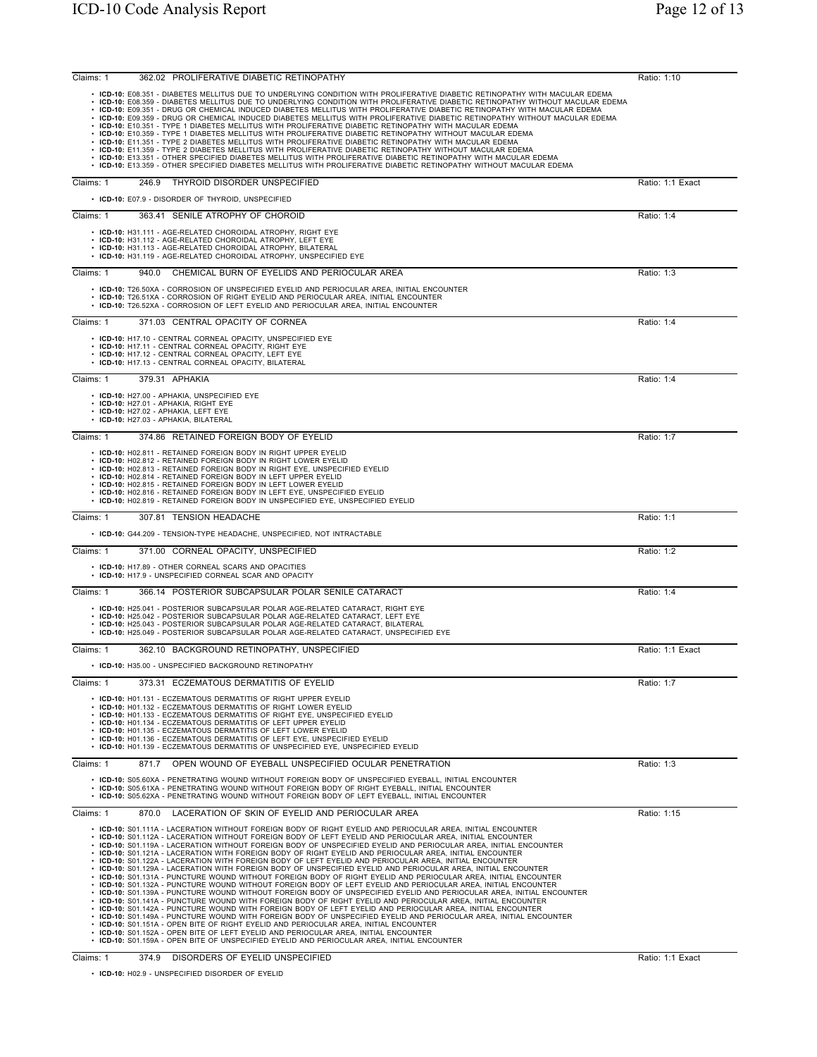Claims: 1 — 362.02 PROLIFERATIVE DIABETIC RETINOPATHY — Ratio: 1:10

- **ICD-10:** E08.351 - DIABETES MELLITUS DUE TO UNDERLYING CONDITION WITH PROLIFERATIVE DIABETIC RETINOPATHY WITH MACULAR EDEMA
- **ICD-10:** E08.359 - DIABETES MELLITUS DUE TO UNDERLYING CONDITION WITH PROLIFERATIVE DIABETIC RETINOPATHY WITHOUT MACULAR EDEMA
- **ICD-10:** E09.351 - DRUG OR CHEMICAL INDUCED DIABETES MELLITUS WITH PROLIFERATIVE DIABETIC RETINOPATHY WITH MACULAR EDEMA
- **ICD-10:** E09.359 - DRUG OR CHEMICAL INDUCED DIABETES MELLITUS WITH PROLIFERATIVE DIABETIC RETINOPATHY WITHOUT MACULAR EDEMA
- **ICD-10:** E10.351 - TYPE 1 DIABETES MELLITUS WITH PROLIFERATIVE DIABETIC RETINOPATHY WITH MACULAR EDEMA
- **ICD-10:** E10.359 - TYPE 1 DIABETES MELLITUS WITH PROLIFERATIVE DIABETIC RETINOPATHY WITHOUT MACULAR EDEMA
- **ICD-10:** E11.351 - TYPE 2 DIABETES MELLITUS WITH PROLIFERATIVE DIABETIC RETINOPATHY WITH MACULAR EDEMA
- **ICD-10:** E11.359 - TYPE 2 DIABETES MELLITUS WITH PROLIFERATIVE DIABETIC RETINOPATHY WITHOUT MACULAR EDEMA
- **ICD-10:** E13.351 - OTHER SPECIFIED DIABETES MELLITUS WITH PROLIFERATIVE DIABETIC RETINOPATHY WITH MACULAR EDEMA
- **ICD-10:** E13.359 - OTHER SPECIFIED DIABETES MELLITUS WITH PROLIFERATIVE DIABETIC RETINOPATHY WITHOUT MACULAR EDEMA

Claims: 1 — 246.9 THYROID DISORDER UNSPECIFIED — Ratio: 1:1 Exact

- **ICD-10:** E07.9 - DISORDER OF THYROID, UNSPECIFIED

Claims: 1 — 363.41 SENILE ATROPHY OF CHOROID — Ratio: 1:4

- **ICD-10:** H31.111 - AGE-RELATED CHOROIDAL ATROPHY, RIGHT EYE
- **ICD-10:** H31.112 - AGE-RELATED CHOROIDAL ATROPHY, LEFT EYE
- **ICD-10:** H31.113 - AGE-RELATED CHOROIDAL ATROPHY, BILATERAL
- **ICD-10:** H31.119 - AGE-RELATED CHOROIDAL ATROPHY, UNSPECIFIED EYE

Claims: 1 — 940.0 CHEMICAL BURN OF EYELIDS AND PERIOCULAR AREA — Ratio: 1:3

- **ICD-10:** T26.50XA - CORROSION OF UNSPECIFIED EYELID AND PERIOCULAR AREA, INITIAL ENCOUNTER
- **ICD-10:** T26.51XA - CORROSION OF RIGHT EYELID AND PERIOCULAR AREA, INITIAL ENCOUNTER
- **ICD-10:** T26.52XA - CORROSION OF LEFT EYELID AND PERIOCULAR AREA, INITIAL ENCOUNTER

Claims: 1 — 371.03 CENTRAL OPACITY OF CORNEA — Ratio: 1:4

- **ICD-10:** H17.10 - CENTRAL CORNEAL OPACITY, UNSPECIFIED EYE
- **ICD-10:** H17.11 - CENTRAL CORNEAL OPACITY, RIGHT EYE
- **ICD-10:** H17.12 - CENTRAL CORNEAL OPACITY, LEFT EYE
- **ICD-10:** H17.13 - CENTRAL CORNEAL OPACITY, BILATERAL

Claims: 1 — 379.31 APHAKIA — Ratio: 1:4

- **ICD-10:** H27.00 - APHAKIA, UNSPECIFIED EYE
- **ICD-10:** H27.01 - APHAKIA, RIGHT EYE
- **ICD-10:** H27.02 - APHAKIA, LEFT EYE
- **ICD-10:** H27.03 - APHAKIA, BILATERAL

Claims: 1 — 374.86 RETAINED FOREIGN BODY OF EYELID — Ratio: 1:7

- **ICD-10:** H02.811 - RETAINED FOREIGN BODY IN RIGHT UPPER EYELID
- **ICD-10:** H02.812 - RETAINED FOREIGN BODY IN RIGHT LOWER EYELID
- **ICD-10:** H02.813 - RETAINED FOREIGN BODY IN RIGHT EYE, UNSPECIFIED EYELID
- **ICD-10:** H02.814 - RETAINED FOREIGN BODY IN LEFT UPPER EYELID
- **ICD-10:** H02.815 - RETAINED FOREIGN BODY IN LEFT LOWER EYELID
- **ICD-10:** H02.816 - RETAINED FOREIGN BODY IN LEFT EYE, UNSPECIFIED EYELID
- **ICD-10:** H02.819 - RETAINED FOREIGN BODY IN UNSPECIFIED EYE, UNSPECIFIED EYELID

Claims: 1 — 307.81 TENSION HEADACHE — Ratio: 1:1

- **ICD-10:** G44.209 - TENSION-TYPE HEADACHE, UNSPECIFIED, NOT INTRACTABLE

Claims: 1 — 371.00 CORNEAL OPACITY, UNSPECIFIED — Ratio: 1:2

- **ICD-10:** H17.89 - OTHER CORNEAL SCARS AND OPACITIES
- **ICD-10:** H17.9 - UNSPECIFIED CORNEAL SCAR AND OPACITY

Claims: 1 — 366.14 POSTERIOR SUBCAPSULAR POLAR SENILE CATARACT — Ratio: 1:4

- **ICD-10:** H25.041 - POSTERIOR SUBCAPSULAR POLAR AGE-RELATED CATARACT, RIGHT EYE
- **ICD-10:** H25.042 - POSTERIOR SUBCAPSULAR POLAR AGE-RELATED CATARACT, LEFT EYE
- **ICD-10:** H25.043 - POSTERIOR SUBCAPSULAR POLAR AGE-RELATED CATARACT, BILATERAL
- **ICD-10:** H25.049 - POSTERIOR SUBCAPSULAR POLAR AGE-RELATED CATARACT, UNSPECIFIED EYE

Claims: 1 — 362.10 BACKGROUND RETINOPATHY, UNSPECIFIED — Ratio: 1:1 Exact

- **ICD-10:** H35.00 - UNSPECIFIED BACKGROUND RETINOPATHY

Claims: 1 — 373.31 ECZEMATOUS DERMATITIS OF EYELID — Ratio: 1:7

- **ICD-10:** H01.131 - ECZEMATOUS DERMATITIS OF RIGHT UPPER EYELID
- **ICD-10:** H01.132 - ECZEMATOUS DERMATITIS OF RIGHT LOWER EYELID
- **ICD-10:** H01.133 - ECZEMATOUS DERMATITIS OF RIGHT EYE, UNSPECIFIED EYELID
- **ICD-10:** H01.134 - ECZEMATOUS DERMATITIS OF LEFT UPPER EYELID
- **ICD-10:** H01.135 - ECZEMATOUS DERMATITIS OF LEFT LOWER EYELID
- **ICD-10:** H01.136 - ECZEMATOUS DERMATITIS OF LEFT EYE, UNSPECIFIED EYELID
- **ICD-10:** H01.139 - ECZEMATOUS DERMATITIS OF UNSPECIFIED EYE, UNSPECIFIED EYELID

Claims: 1 — 871.7 OPEN WOUND OF EYEBALL UNSPECIFIED OCULAR PENETRATION — Ratio: 1:3

- **ICD-10:** S05.60XA - PENETRATING WOUND WITHOUT FOREIGN BODY OF UNSPECIFIED EYEBALL, INITIAL ENCOUNTER
- **ICD-10:** S05.61XA - PENETRATING WOUND WITHOUT FOREIGN BODY OF RIGHT EYEBALL, INITIAL ENCOUNTER
- **ICD-10:** S05.62XA - PENETRATING WOUND WITHOUT FOREIGN BODY OF LEFT EYEBALL, INITIAL ENCOUNTER

Claims: 1 — 870.0 LACERATION OF SKIN OF EYELID AND PERIOCULAR AREA — Ratio: 1:15

- **ICD-10:** S01.111A - LACERATION WITHOUT FOREIGN BODY OF RIGHT EYELID AND PERIOCULAR AREA, INITIAL ENCOUNTER
- **ICD-10:** S01.112A - LACERATION WITHOUT FOREIGN BODY OF LEFT EYELID AND PERIOCULAR AREA, INITIAL ENCOUNTER
- **ICD-10:** S01.119A - LACERATION WITHOUT FOREIGN BODY OF UNSPECIFIED EYELID AND PERIOCULAR AREA, INITIAL ENCOUNTER
- **ICD-10:** S01.121A - LACERATION WITH FOREIGN BODY OF RIGHT EYELID AND PERIOCULAR AREA, INITIAL ENCOUNTER
- **ICD-10:** S01.122A - LACERATION WITH FOREIGN BODY OF LEFT EYELID AND PERIOCULAR AREA, INITIAL ENCOUNTER
- **ICD-10:** S01.129A - LACERATION WITH FOREIGN BODY OF UNSPECIFIED EYELID AND PERIOCULAR AREA, INITIAL ENCOUNTER
- **ICD-10:** S01.131A - PUNCTURE WOUND WITHOUT FOREIGN BODY OF RIGHT EYELID AND PERIOCULAR AREA, INITIAL ENCOUNTER
- **ICD-10:** S01.132A - PUNCTURE WOUND WITHOUT FOREIGN BODY OF LEFT EYELID AND PERIOCULAR AREA, INITIAL ENCOUNTER
- **ICD-10:** S01.139A - PUNCTURE WOUND WITHOUT FOREIGN BODY OF UNSPECIFIED EYELID AND PERIOCULAR AREA, INITIAL ENCOUNTER
- **ICD-10:** S01.141A - PUNCTURE WOUND WITH FOREIGN BODY OF RIGHT EYELID AND PERIOCULAR AREA, INITIAL ENCOUNTER
- **ICD-10:** S01.142A - PUNCTURE WOUND WITH FOREIGN BODY OF LEFT EYELID AND PERIOCULAR AREA, INITIAL ENCOUNTER
- **ICD-10:** S01.149A - PUNCTURE WOUND WITH FOREIGN BODY OF UNSPECIFIED EYELID AND PERIOCULAR AREA, INITIAL ENCOUNTER
- **ICD-10:** S01.151A - OPEN BITE OF RIGHT EYELID AND PERIOCULAR AREA, INITIAL ENCOUNTER
- **ICD-10:** S01.152A - OPEN BITE OF LEFT EYELID AND PERIOCULAR AREA, INITIAL ENCOUNTER
- **ICD-10:** S01.159A - OPEN BITE OF UNSPECIFIED EYELID AND PERIOCULAR AREA, INITIAL ENCOUNTER

Claims: 1 — 374.9 DISORDERS OF EYELID UNSPECIFIED — Ratio: 1:1 Exact

- **ICD-10:** H02.9 - UNSPECIFIED DISORDER OF EYELID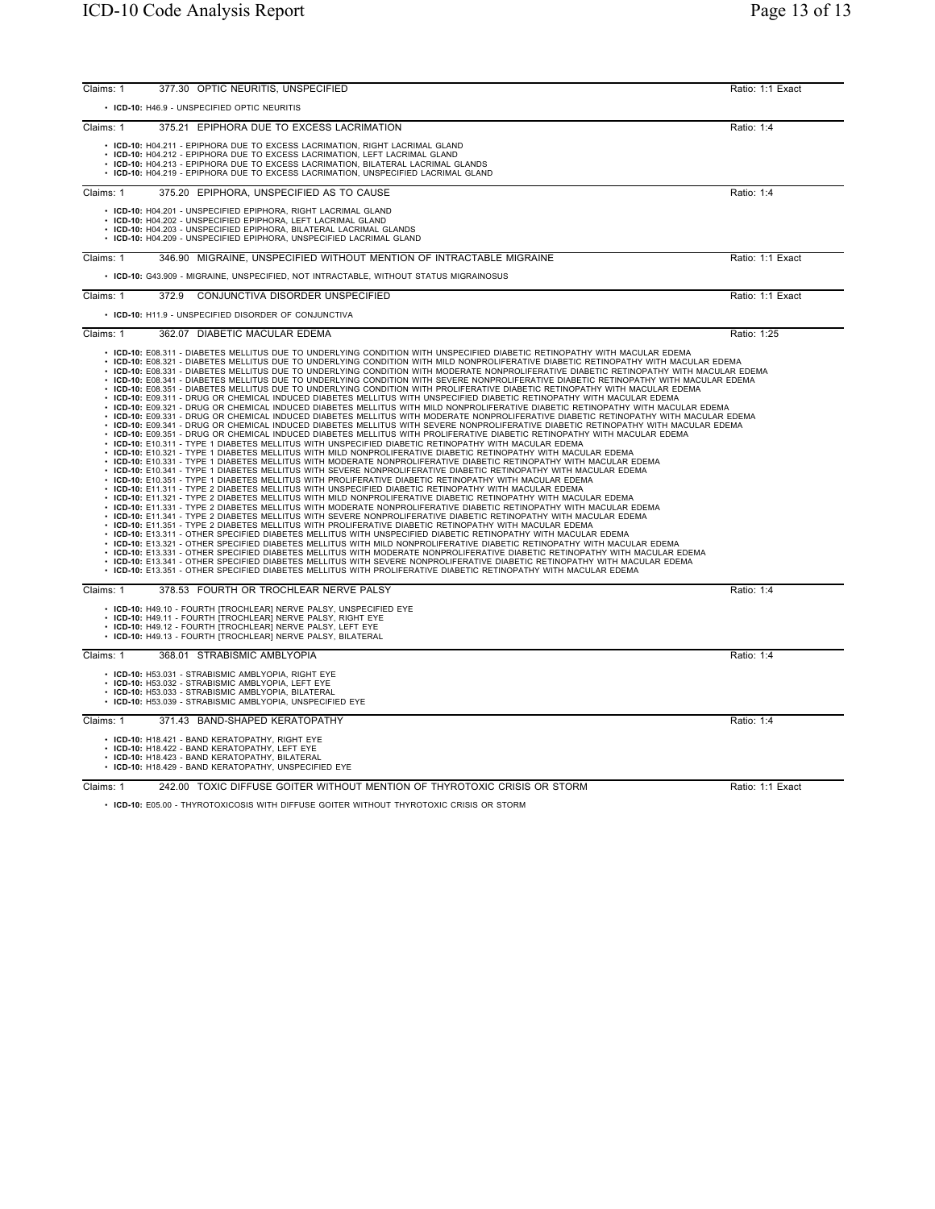Claims: 1 — 377.30 OPTIC NEURITIS, UNSPECIFIED — Ratio: 1:1 Exact

- **ICD-10:** H46.9 - UNSPECIFIED OPTIC NEURITIS

Claims: 1 — 375.21 EPIPHORA DUE TO EXCESS LACRIMATION — Ratio: 1:4

- **ICD-10:** H04.211 - EPIPHORA DUE TO EXCESS LACRIMATION, RIGHT LACRIMAL GLAND
- **ICD-10:** H04.212 - EPIPHORA DUE TO EXCESS LACRIMATION, LEFT LACRIMAL GLAND
- **ICD-10:** H04.213 - EPIPHORA DUE TO EXCESS LACRIMATION, BILATERAL LACRIMAL GLANDS
- **ICD-10:** H04.219 - EPIPHORA DUE TO EXCESS LACRIMATION, UNSPECIFIED LACRIMAL GLAND

Claims: 1 — 375.20 EPIPHORA, UNSPECIFIED AS TO CAUSE — Ratio: 1:4

- **ICD-10:** H04.201 - UNSPECIFIED EPIPHORA, RIGHT LACRIMAL GLAND
- **ICD-10:** H04.202 - UNSPECIFIED EPIPHORA, LEFT LACRIMAL GLAND
- **ICD-10:** H04.203 - UNSPECIFIED EPIPHORA, BILATERAL LACRIMAL GLANDS
- **ICD-10:** H04.209 - UNSPECIFIED EPIPHORA, UNSPECIFIED LACRIMAL GLAND

Claims: 1 — 346.90 MIGRAINE, UNSPECIFIED WITHOUT MENTION OF INTRACTABLE MIGRAINE — Ratio: 1:1 Exact

- **ICD-10:** G43.909 - MIGRAINE, UNSPECIFIED, NOT INTRACTABLE, WITHOUT STATUS MIGRAINOSUS

Claims: 1 — 372.9 CONJUNCTIVA DISORDER UNSPECIFIED — Ratio: 1:1 Exact

- **ICD-10:** H11.9 - UNSPECIFIED DISORDER OF CONJUNCTIVA

Claims: 1 — 362.07 DIABETIC MACULAR EDEMA — Ratio: 1:25

- **ICD-10:** E08.311 - DIABETES MELLITUS DUE TO UNDERLYING CONDITION WITH UNSPECIFIED DIABETIC RETINOPATHY WITH MACULAR EDEMA
- **ICD-10:** E08.321 - DIABETES MELLITUS DUE TO UNDERLYING CONDITION WITH MILD NONPROLIFERATIVE DIABETIC RETINOPATHY WITH MACULAR EDEMA
- **ICD-10:** E08.331 - DIABETES MELLITUS DUE TO UNDERLYING CONDITION WITH MODERATE NONPROLIFERATIVE DIABETIC RETINOPATHY WITH MACULAR EDEMA
- **ICD-10:** E08.341 - DIABETES MELLITUS DUE TO UNDERLYING CONDITION WITH SEVERE NONPROLIFERATIVE DIABETIC RETINOPATHY WITH MACULAR EDEMA
- **ICD-10:** E08.351 - DIABETES MELLITUS DUE TO UNDERLYING CONDITION WITH PROLIFERATIVE DIABETIC RETINOPATHY WITH MACULAR EDEMA
- **ICD-10:** E09.311 - DRUG OR CHEMICAL INDUCED DIABETES MELLITUS WITH UNSPECIFIED DIABETIC RETINOPATHY WITH MACULAR EDEMA
- **ICD-10:** E09.321 - DRUG OR CHEMICAL INDUCED DIABETES MELLITUS WITH MILD NONPROLIFERATIVE DIABETIC RETINOPATHY WITH MACULAR EDEMA
- **ICD-10:** E09.331 - DRUG OR CHEMICAL INDUCED DIABETES MELLITUS WITH MODERATE NONPROLIFERATIVE DIABETIC RETINOPATHY WITH MACULAR EDEMA
- **ICD-10:** E09.341 - DRUG OR CHEMICAL INDUCED DIABETES MELLITUS WITH SEVERE NONPROLIFERATIVE DIABETIC RETINOPATHY WITH MACULAR EDEMA
- **ICD-10:** E09.351 - DRUG OR CHEMICAL INDUCED DIABETES MELLITUS WITH PROLIFERATIVE DIABETIC RETINOPATHY WITH MACULAR EDEMA
- **ICD-10:** E10.311 - TYPE 1 DIABETES MELLITUS WITH UNSPECIFIED DIABETIC RETINOPATHY WITH MACULAR EDEMA
- **ICD-10:** E10.321 - TYPE 1 DIABETES MELLITUS WITH MILD NONPROLIFERATIVE DIABETIC RETINOPATHY WITH MACULAR EDEMA
- **ICD-10:** E10.331 - TYPE 1 DIABETES MELLITUS WITH MODERATE NONPROLIFERATIVE DIABETIC RETINOPATHY WITH MACULAR EDEMA
- **ICD-10:** E10.341 - TYPE 1 DIABETES MELLITUS WITH SEVERE NONPROLIFERATIVE DIABETIC RETINOPATHY WITH MACULAR EDEMA
- **ICD-10:** E10.351 - TYPE 1 DIABETES MELLITUS WITH PROLIFERATIVE DIABETIC RETINOPATHY WITH MACULAR EDEMA
- **ICD-10:** E11.311 - TYPE 2 DIABETES MELLITUS WITH UNSPECIFIED DIABETIC RETINOPATHY WITH MACULAR EDEMA
- **ICD-10:** E11.321 - TYPE 2 DIABETES MELLITUS WITH MILD NONPROLIFERATIVE DIABETIC RETINOPATHY WITH MACULAR EDEMA
- **ICD-10:** E11.331 - TYPE 2 DIABETES MELLITUS WITH MODERATE NONPROLIFERATIVE DIABETIC RETINOPATHY WITH MACULAR EDEMA
- **ICD-10:** E11.341 - TYPE 2 DIABETES MELLITUS WITH SEVERE NONPROLIFERATIVE DIABETIC RETINOPATHY WITH MACULAR EDEMA
- **ICD-10:** E11.351 - TYPE 2 DIABETES MELLITUS WITH PROLIFERATIVE DIABETIC RETINOPATHY WITH MACULAR EDEMA
- **ICD-10:** E13.311 - OTHER SPECIFIED DIABETES MELLITUS WITH UNSPECIFIED DIABETIC RETINOPATHY WITH MACULAR EDEMA
- **ICD-10:** E13.321 - OTHER SPECIFIED DIABETES MELLITUS WITH MILD NONPROLIFERATIVE DIABETIC RETINOPATHY WITH MACULAR EDEMA
- **ICD-10:** E13.331 - OTHER SPECIFIED DIABETES MELLITUS WITH MODERATE NONPROLIFERATIVE DIABETIC RETINOPATHY WITH MACULAR EDEMA
- **ICD-10:** E13.341 - OTHER SPECIFIED DIABETES MELLITUS WITH SEVERE NONPROLIFERATIVE DIABETIC RETINOPATHY WITH MACULAR EDEMA
- **ICD-10:** E13.351 - OTHER SPECIFIED DIABETES MELLITUS WITH PROLIFERATIVE DIABETIC RETINOPATHY WITH MACULAR EDEMA

Claims: 1 — 378.53 FOURTH OR TROCHLEAR NERVE PALSY — Ratio: 1:4

- **ICD-10:** H49.10 - FOURTH [TROCHLEAR] NERVE PALSY, UNSPECIFIED EYE
- **ICD-10:** H49.11 - FOURTH [TROCHLEAR] NERVE PALSY, RIGHT EYE
- **ICD-10:** H49.12 - FOURTH [TROCHLEAR] NERVE PALSY, LEFT EYE
- **ICD-10:** H49.13 - FOURTH [TROCHLEAR] NERVE PALSY, BILATERAL

Claims: 1 — 368.01 STRABISMIC AMBLYOPIA — Ratio: 1:4

- **ICD-10:** H53.031 - STRABISMIC AMBLYOPIA, RIGHT EYE
- **ICD-10:** H53.032 - STRABISMIC AMBLYOPIA, LEFT EYE
- **ICD-10:** H53.033 - STRABISMIC AMBLYOPIA, BILATERAL
- **ICD-10:** H53.039 - STRABISMIC AMBLYOPIA, UNSPECIFIED EYE

Claims: 1 — 371.43 BAND-SHAPED KERATOPATHY — Ratio: 1:4

- **ICD-10:** H18.421 - BAND KERATOPATHY, RIGHT EYE
- **ICD-10:** H18.422 - BAND KERATOPATHY, LEFT EYE
- **ICD-10:** H18.423 - BAND KERATOPATHY, BILATERAL
- **ICD-10:** H18.429 - BAND KERATOPATHY, UNSPECIFIED EYE

Claims: 1 — 242.00 TOXIC DIFFUSE GOITER WITHOUT MENTION OF THYROTOXIC CRISIS OR STORM — Ratio: 1:1 Exact

- **ICD-10:** E05.00 - THYROTOXICOSIS WITH DIFFUSE GOITER WITHOUT THYROTOXIC CRISIS OR STORM